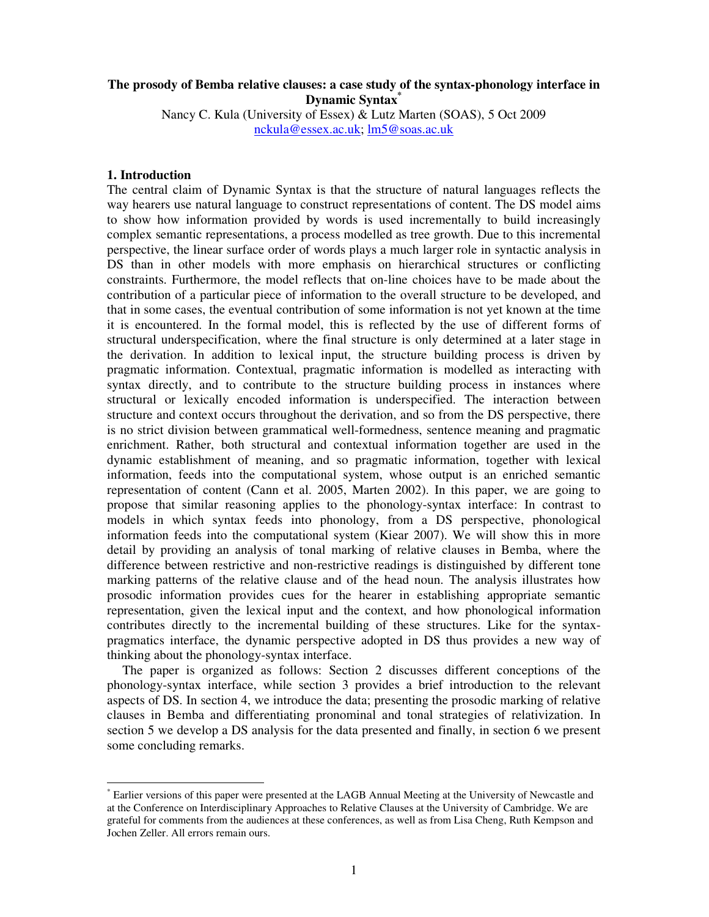# The prosody of Bemba relative clauses: a case study of the syntax-phonology interface in Dynamic Syntax[*]

Nancy C. Kula (University of Essex) & Lutz Marten (SOAS), 5 Oct 2009

nckula@essex.ac.uk; lm5@soas.ac.uk

## 1. Introduction

The central claim of Dynamic Syntax is that the structure of natural languages reflects the way hearers use natural language to construct representations of content. The DS model aims to show how information provided by words is used incrementally to build increasingly complex semantic representations, a process modelled as tree growth. Due to this incremental perspective, the linear surface order of words plays a much larger role in syntactic analysis in DS than in other models with more emphasis on hierarchical structures or conflicting constraints. Furthermore, the model reflects that on-line choices have to be made about the contribution of a particular piece of information to the overall structure to be developed, and that in some cases, the eventual contribution of some information is not yet known at the time it is encountered. In the formal model, this is reflected by the use of different forms of structural underspecification, where the final structure is only determined at a later stage in the derivation. In addition to lexical input, the structure building process is driven by pragmatic information. Contextual, pragmatic information is modelled as interacting with syntax directly, and to contribute to the structure building process in instances where structural or lexically encoded information is underspecified. The interaction between structure and context occurs throughout the derivation, and so from the DS perspective, there is no strict division between grammatical well-formedness, sentence meaning and pragmatic enrichment. Rather, both structural and contextual information together are used in the dynamic establishment of meaning, and so pragmatic information, together with lexical information, feeds into the computational system, whose output is an enriched semantic representation of content (Cann et al. 2005, Marten 2002). In this paper, we are going to propose that similar reasoning applies to the phonology-syntax interface: In contrast to models in which syntax feeds into phonology, from a DS perspective, phonological information feeds into the computational system (Kiear 2007). We will show this in more detail by providing an analysis of tonal marking of relative clauses in Bemba, where the difference between restrictive and non-restrictive readings is distinguished by different tone marking patterns of the relative clause and of the head noun. The analysis illustrates how prosodic information provides cues for the hearer in establishing appropriate semantic representation, given the lexical input and the context, and how phonological information contributes directly to the incremental building of these structures. Like for the syntax-pragmatics interface, the dynamic perspective adopted in DS thus provides a new way of thinking about the phonology-syntax interface.

The paper is organized as follows: Section 2 discusses different conceptions of the phonology-syntax interface, while section 3 provides a brief introduction to the relevant aspects of DS. In section 4, we introduce the data; presenting the prosodic marking of relative clauses in Bemba and differentiating pronominal and tonal strategies of relativization. In section 5 we develop a DS analysis for the data presented and finally, in section 6 we present some concluding remarks.

---

[*] Earlier versions of this paper were presented at the LAGB Annual Meeting at the University of Newcastle and at the Conference on Interdisciplinary Approaches to Relative Clauses at the University of Cambridge. We are grateful for comments from the audiences at these conferences, as well as from Lisa Cheng, Ruth Kempson and Jochen Zeller. All errors remain ours.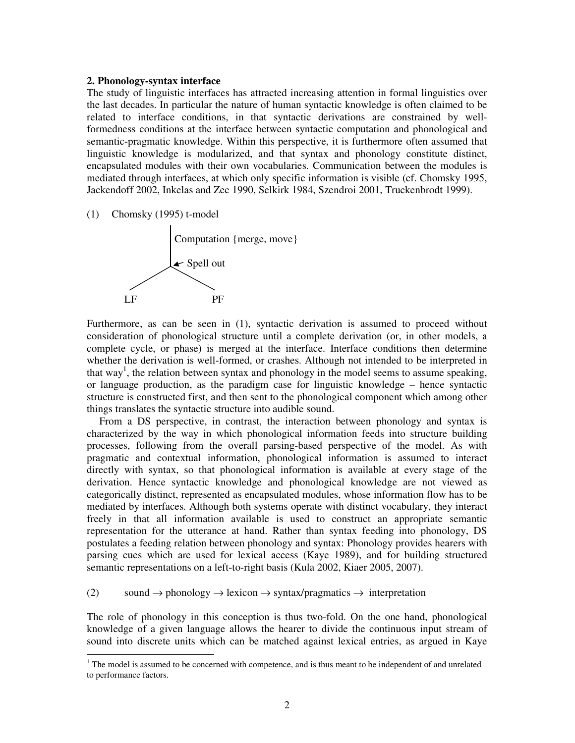**2. Phonology-syntax interface**

The study of linguistic interfaces has attracted increasing attention in formal linguistics over the last decades. In particular the nature of human syntactic knowledge is often claimed to be related to interface conditions, in that syntactic derivations are constrained by well-formedness conditions at the interface between syntactic computation and phonological and semantic-pragmatic knowledge. Within this perspective, it is furthermore often assumed that linguistic knowledge is modularized, and that syntax and phonology constitute distinct, encapsulated modules with their own vocabularies. Communication between the modules is mediated through interfaces, at which only specific information is visible (cf. Chomsky 1995, Jackendoff 2002, Inkelas and Zec 1990, Selkirk 1984, Szendroi 2001, Truckenbrodt 1999).

(1) Chomsky (1995) t-model

```
        |
        | Computation {merge, move}
        |
        |<- Spell out
       / \
      /   \
    LF     PF
```

Furthermore, as can be seen in (1), syntactic derivation is assumed to proceed without consideration of phonological structure until a complete derivation (or, in other models, a complete cycle, or phase) is merged at the interface. Interface conditions then determine whether the derivation is well-formed, or crashes. Although not intended to be interpreted in that way[1], the relation between syntax and phonology in the model seems to assume speaking, or language production, as the paradigm case for linguistic knowledge – hence syntactic structure is constructed first, and then sent to the phonological component which among other things translates the syntactic structure into audible sound.

From a DS perspective, in contrast, the interaction between phonology and syntax is characterized by the way in which phonological information feeds into structure building processes, following from the overall parsing-based perspective of the model. As with pragmatic and contextual information, phonological information is assumed to interact directly with syntax, so that phonological information is available at every stage of the derivation. Hence syntactic knowledge and phonological knowledge are not viewed as categorically distinct, represented as encapsulated modules, whose information flow has to be mediated by interfaces. Although both systems operate with distinct vocabulary, they interact freely in that all information available is used to construct an appropriate semantic representation for the utterance at hand. Rather than syntax feeding into phonology, DS postulates a feeding relation between phonology and syntax: Phonology provides hearers with parsing cues which are used for lexical access (Kaye 1989), and for building structured semantic representations on a left-to-right basis (Kula 2002, Kiaer 2005, 2007).

(2) sound → phonology → lexicon → syntax/pragmatics → interpretation

The role of phonology in this conception is thus two-fold. On the one hand, phonological knowledge of a given language allows the hearer to divide the continuous input stream of sound into discrete units which can be matched against lexical entries, as argued in Kaye

[1] The model is assumed to be concerned with competence, and is thus meant to be independent of and unrelated to performance factors.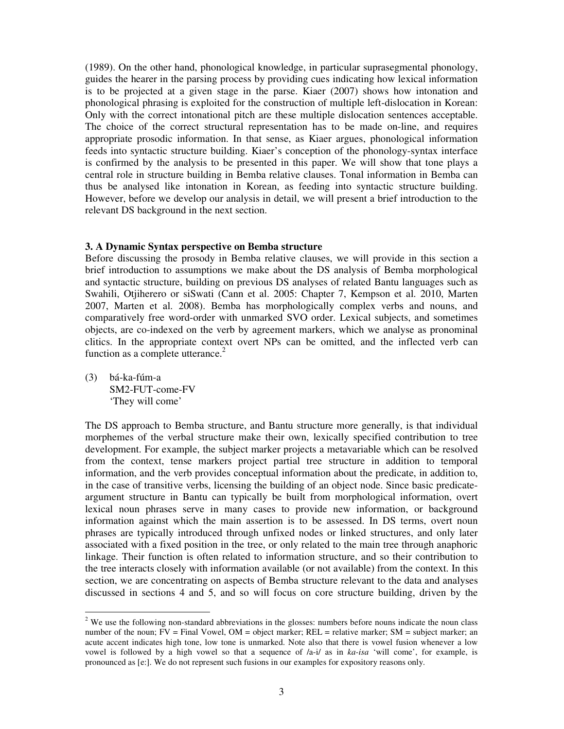(1989). On the other hand, phonological knowledge, in particular suprasegmental phonology, guides the hearer in the parsing process by providing cues indicating how lexical information is to be projected at a given stage in the parse. Kiaer (2007) shows how intonation and phonological phrasing is exploited for the construction of multiple left-dislocation in Korean: Only with the correct intonational pitch are these multiple dislocation sentences acceptable. The choice of the correct structural representation has to be made on-line, and requires appropriate prosodic information. In that sense, as Kiaer argues, phonological information feeds into syntactic structure building. Kiaer's conception of the phonology-syntax interface is confirmed by the analysis to be presented in this paper. We will show that tone plays a central role in structure building in Bemba relative clauses. Tonal information in Bemba can thus be analysed like intonation in Korean, as feeding into syntactic structure building. However, before we develop our analysis in detail, we will present a brief introduction to the relevant DS background in the next section.

### 3. A Dynamic Syntax perspective on Bemba structure

Before discussing the prosody in Bemba relative clauses, we will provide in this section a brief introduction to assumptions we make about the DS analysis of Bemba morphological and syntactic structure, building on previous DS analyses of related Bantu languages such as Swahili, Otjiherero or siSwati (Cann et al. 2005: Chapter 7, Kempson et al. 2010, Marten 2007, Marten et al. 2008). Bemba has morphologically complex verbs and nouns, and comparatively free word-order with unmarked SVO order. Lexical subjects, and sometimes objects, are co-indexed on the verb by agreement markers, which we analyse as pronominal clitics. In the appropriate context overt NPs can be omitted, and the inflected verb can function as a complete utterance.[2]

(3) bá-ka-fúm-a
 SM2-FUT-come-FV
 'They will come'

The DS approach to Bemba structure, and Bantu structure more generally, is that individual morphemes of the verbal structure make their own, lexically specified contribution to tree development. For example, the subject marker projects a metavariable which can be resolved from the context, tense markers project partial tree structure in addition to temporal information, and the verb provides conceptual information about the predicate, in addition to, in the case of transitive verbs, licensing the building of an object node. Since basic predicate-argument structure in Bantu can typically be built from morphological information, overt lexical noun phrases serve in many cases to provide new information, or background information against which the main assertion is to be assessed. In DS terms, overt noun phrases are typically introduced through unfixed nodes or linked structures, and only later associated with a fixed position in the tree, or only related to the main tree through anaphoric linkage. Their function is often related to information structure, and so their contribution to the tree interacts closely with information available (or not available) from the context. In this section, we are concentrating on aspects of Bemba structure relevant to the data and analyses discussed in sections 4 and 5, and so will focus on core structure building, driven by the

---

[2] We use the following non-standard abbreviations in the glosses: numbers before nouns indicate the noun class number of the noun; FV = Final Vowel, OM = object marker; REL = relative marker; SM = subject marker; an acute accent indicates high tone, low tone is unmarked. Note also that there is vowel fusion whenever a low vowel is followed by a high vowel so that a sequence of /a-i/ as in *ka-isa* 'will come', for example, is pronounced as [e:]. We do not represent such fusions in our examples for expository reasons only.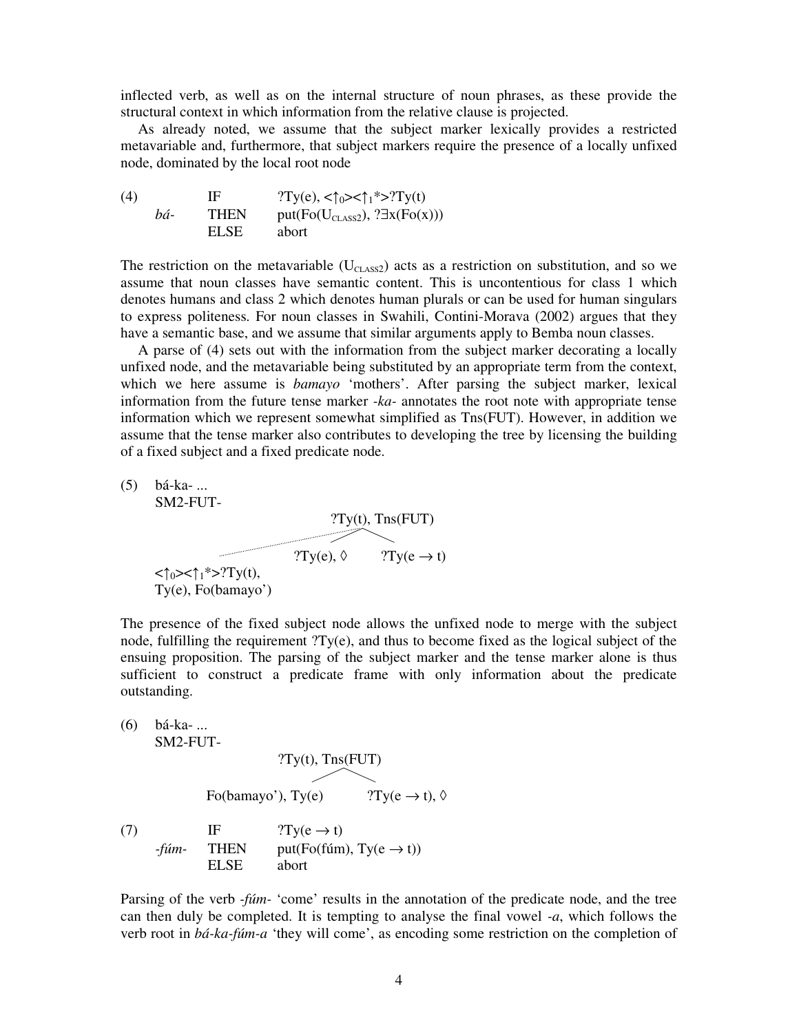inflected verb, as well as on the internal structure of noun phrases, as these provide the structural context in which information from the relative clause is projected.

As already noted, we assume that the subject marker lexically provides a restricted metavariable and, furthermore, that subject markers require the presence of a locally unfixed node, dominated by the local root node

(4)

| | | |
|---|---|---|
| *bá-* | IF | ?Ty(e), $<\uparrow_0><\uparrow_1*>$?Ty(t) |
| | THEN | put(Fo($U_{CLASS2}$), ?∃x(Fo(x))) |
| | ELSE | abort |

The restriction on the metavariable ($U_{CLASS2}$) acts as a restriction on substitution, and so we assume that noun classes have semantic content. This is uncontentious for class 1 which denotes humans and class 2 which denotes human plurals or can be used for human singulars to express politeness. For noun classes in Swahili, Contini-Morava (2002) argues that they have a semantic base, and we assume that similar arguments apply to Bemba noun classes.

A parse of (4) sets out with the information from the subject marker decorating a locally unfixed node, and the metavariable being substituted by an appropriate term from the context, which we here assume is *bamayo* 'mothers'. After parsing the subject marker, lexical information from the future tense marker *-ka-* annotates the root note with appropriate tense information which we represent somewhat simplified as Tns(FUT). However, in addition we assume that the tense marker also contributes to developing the tree by licensing the building of a fixed subject and a fixed predicate node.

(5) bá-ka- ...
SM2-FUT-

```
                                  ?Ty(t), Tns(FUT)
                                     /        \
                          ?Ty(e), ◊         ?Ty(e → t)
<↑0><↑1*>?Ty(t),
Ty(e), Fo(bamayo')
```

The presence of the fixed subject node allows the unfixed node to merge with the subject node, fulfilling the requirement ?Ty(e), and thus to become fixed as the logical subject of the ensuing proposition. The parsing of the subject marker and the tense marker alone is thus sufficient to construct a predicate frame with only information about the predicate outstanding.

(6) bá-ka- ...
SM2-FUT-

```
                    ?Ty(t), Tns(FUT)
                     /          \
Fo(bamayo'), Ty(e)          ?Ty(e → t), ◊
```

(7)

| | | |
|---|---|---|
| *-fúm-* | IF | ?Ty(e → t) |
| | THEN | put(Fo(fúm), Ty(e → t)) |
| | ELSE | abort |

Parsing of the verb *-fúm-* 'come' results in the annotation of the predicate node, and the tree can then duly be completed. It is tempting to analyse the final vowel *-a*, which follows the verb root in *bá-ka-fúm-a* 'they will come', as encoding some restriction on the completion of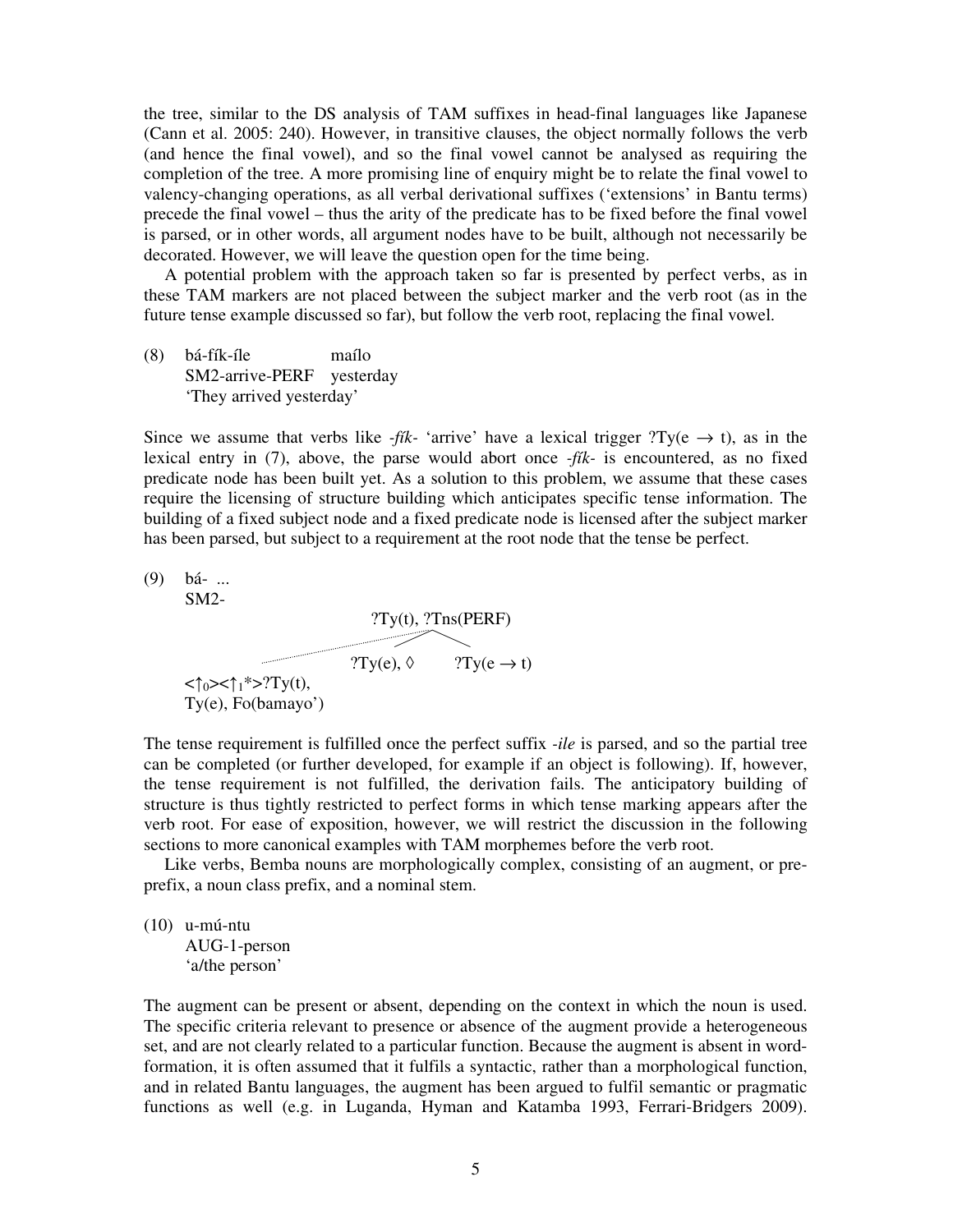the tree, similar to the DS analysis of TAM suffixes in head-final languages like Japanese (Cann et al. 2005: 240). However, in transitive clauses, the object normally follows the verb (and hence the final vowel), and so the final vowel cannot be analysed as requiring the completion of the tree. A more promising line of enquiry might be to relate the final vowel to valency-changing operations, as all verbal derivational suffixes ('extensions' in Bantu terms) precede the final vowel – thus the arity of the predicate has to be fixed before the final vowel is parsed, or in other words, all argument nodes have to be built, although not necessarily be decorated. However, we will leave the question open for the time being.

A potential problem with the approach taken so far is presented by perfect verbs, as in these TAM markers are not placed between the subject marker and the verb root (as in the future tense example discussed so far), but follow the verb root, replacing the final vowel.

(8) bá-fík-íle maílo
SM2-arrive-PERF yesterday
'They arrived yesterday'

Since we assume that verbs like *-fík-* 'arrive' have a lexical trigger ?Ty(e → t), as in the lexical entry in (7), above, the parse would abort once *-fík-* is encountered, as no fixed predicate node has been built yet. As a solution to this problem, we assume that these cases require the licensing of structure building which anticipates specific tense information. The building of a fixed subject node and a fixed predicate node is licensed after the subject marker has been parsed, but subject to a requirement at the root node that the tense be perfect.

(9) bá- ...
SM2-

?Ty(t), ?Tns(PERF)

?Ty(e), ◊ ?Ty(e → t)

$\langle\uparrow_0\rangle\langle\uparrow_1{*}\rangle$?Ty(t),
Ty(e), Fo(bamayo')

The tense requirement is fulfilled once the perfect suffix *-ile* is parsed, and so the partial tree can be completed (or further developed, for example if an object is following). If, however, the tense requirement is not fulfilled, the derivation fails. The anticipatory building of structure is thus tightly restricted to perfect forms in which tense marking appears after the verb root. For ease of exposition, however, we will restrict the discussion in the following sections to more canonical examples with TAM morphemes before the verb root.

Like verbs, Bemba nouns are morphologically complex, consisting of an augment, or pre-prefix, a noun class prefix, and a nominal stem.

(10) u-mú-ntu
AUG-1-person
'a/the person'

The augment can be present or absent, depending on the context in which the noun is used. The specific criteria relevant to presence or absence of the augment provide a heterogeneous set, and are not clearly related to a particular function. Because the augment is absent in word-formation, it is often assumed that it fulfils a syntactic, rather than a morphological function, and in related Bantu languages, the augment has been argued to fulfil semantic or pragmatic functions as well (e.g. in Luganda, Hyman and Katamba 1993, Ferrari-Bridgers 2009).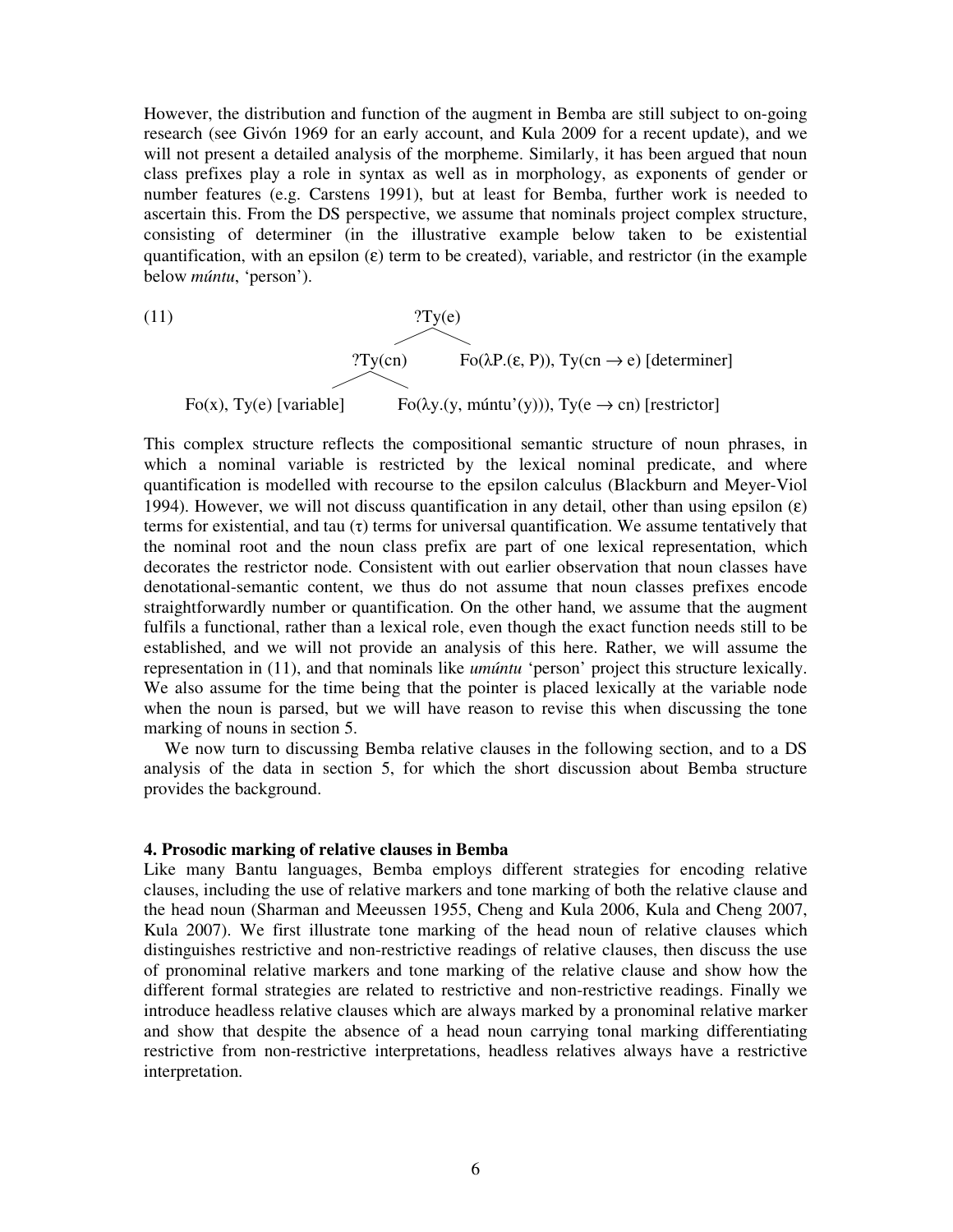However, the distribution and function of the augment in Bemba are still subject to on-going research (see Givón 1969 for an early account, and Kula 2009 for a recent update), and we will not present a detailed analysis of the morpheme. Similarly, it has been argued that noun class prefixes play a role in syntax as well as in morphology, as exponents of gender or number features (e.g. Carstens 1991), but at least for Bemba, further work is needed to ascertain this. From the DS perspective, we assume that nominals project complex structure, consisting of determiner (in the illustrative example below taken to be existential quantification, with an epsilon (ε) term to be created), variable, and restrictor (in the example below *múntu*, 'person').

(11)

```
                              ?Ty(e)
                             /      \
                      ?Ty(cn)        Fo(λP.(ε, P)), Ty(cn → e) [determiner]
                     /       \
Fo(x), Ty(e) [variable]       Fo(λy.(y, múntu'(y))), Ty(e → cn) [restrictor]
```

This complex structure reflects the compositional semantic structure of noun phrases, in which a nominal variable is restricted by the lexical nominal predicate, and where quantification is modelled with recourse to the epsilon calculus (Blackburn and Meyer-Viol 1994). However, we will not discuss quantification in any detail, other than using epsilon (ε) terms for existential, and tau (τ) terms for universal quantification. We assume tentatively that the nominal root and the noun class prefix are part of one lexical representation, which decorates the restrictor node. Consistent with out earlier observation that noun classes have denotational-semantic content, we thus do not assume that noun classes prefixes encode straightforwardly number or quantification. On the other hand, we assume that the augment fulfils a functional, rather than a lexical role, even though the exact function needs still to be established, and we will not provide an analysis of this here. Rather, we will assume the representation in (11), and that nominals like *umúntu* 'person' project this structure lexically. We also assume for the time being that the pointer is placed lexically at the variable node when the noun is parsed, but we will have reason to revise this when discussing the tone marking of nouns in section 5.

We now turn to discussing Bemba relative clauses in the following section, and to a DS analysis of the data in section 5, for which the short discussion about Bemba structure provides the background.

#### 4. Prosodic marking of relative clauses in Bemba

Like many Bantu languages, Bemba employs different strategies for encoding relative clauses, including the use of relative markers and tone marking of both the relative clause and the head noun (Sharman and Meeussen 1955, Cheng and Kula 2006, Kula and Cheng 2007, Kula 2007). We first illustrate tone marking of the head noun of relative clauses which distinguishes restrictive and non-restrictive readings of relative clauses, then discuss the use of pronominal relative markers and tone marking of the relative clause and show how the different formal strategies are related to restrictive and non-restrictive readings. Finally we introduce headless relative clauses which are always marked by a pronominal relative marker and show that despite the absence of a head noun carrying tonal marking differentiating restrictive from non-restrictive interpretations, headless relatives always have a restrictive interpretation.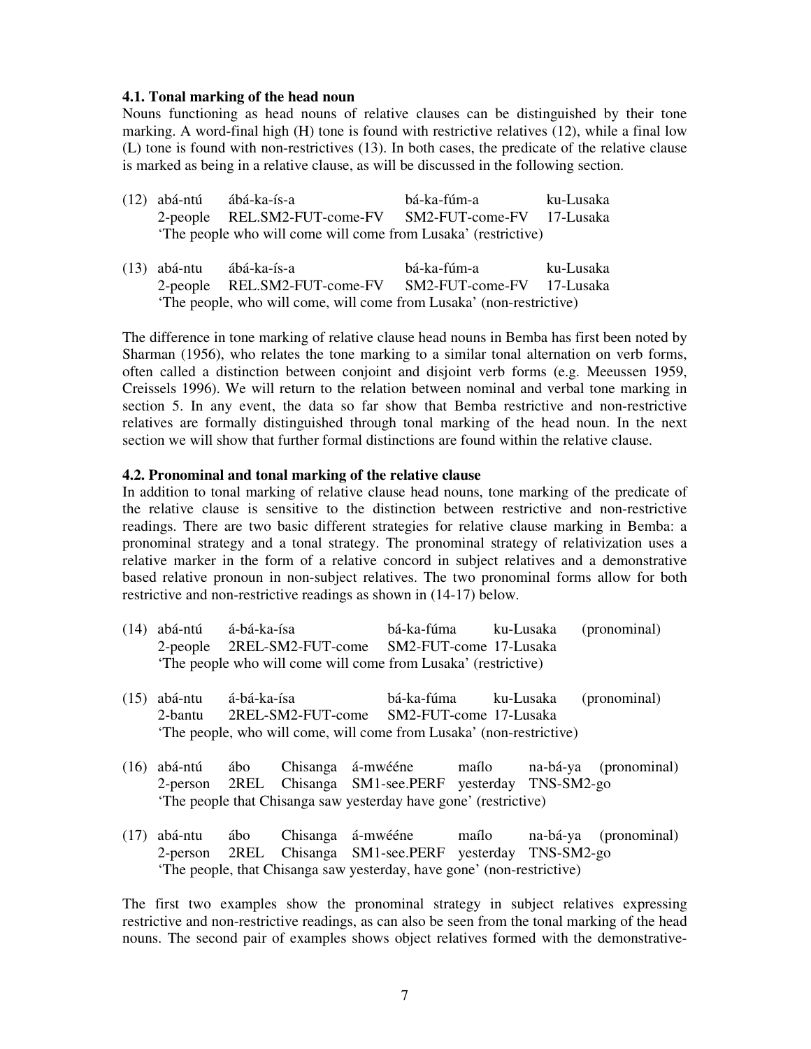### 4.1. Tonal marking of the head noun

Nouns functioning as head nouns of relative clauses can be distinguished by their tone marking. A word-final high (H) tone is found with restrictive relatives (12), while a final low (L) tone is found with non-restrictives (13). In both cases, the predicate of the relative clause is marked as being in a relative clause, as will be discussed in the following section.

(12) abá-ntú ábá-ka-ís-a bá-ka-fúm-a ku-Lusaka
2-people REL.SM2-FUT-come-FV SM2-FUT-come-FV 17-Lusaka
'The people who will come will come from Lusaka' (restrictive)

(13) abá-ntu ábá-ka-ís-a bá-ka-fúm-a ku-Lusaka
2-people REL.SM2-FUT-come-FV SM2-FUT-come-FV 17-Lusaka
'The people, who will come, will come from Lusaka' (non-restrictive)

The difference in tone marking of relative clause head nouns in Bemba has first been noted by Sharman (1956), who relates the tone marking to a similar tonal alternation on verb forms, often called a distinction between conjoint and disjoint verb forms (e.g. Meeussen 1959, Creissels 1996). We will return to the relation between nominal and verbal tone marking in section 5. In any event, the data so far show that Bemba restrictive and non-restrictive relatives are formally distinguished through tonal marking of the head noun. In the next section we will show that further formal distinctions are found within the relative clause.

### 4.2. Pronominal and tonal marking of the relative clause

In addition to tonal marking of relative clause head nouns, tone marking of the predicate of the relative clause is sensitive to the distinction between restrictive and non-restrictive readings. There are two basic different strategies for relative clause marking in Bemba: a pronominal strategy and a tonal strategy. The pronominal strategy of relativization uses a relative marker in the form of a relative concord in subject relatives and a demonstrative based relative pronoun in non-subject relatives. The two pronominal forms allow for both restrictive and non-restrictive readings as shown in (14-17) below.

(14) abá-ntú á-bá-ka-ísa bá-ka-fúma ku-Lusaka (pronominal)
2-people 2REL-SM2-FUT-come SM2-FUT-come 17-Lusaka
'The people who will come will come from Lusaka' (restrictive)

(15) abá-ntu á-bá-ka-ísa bá-ka-fúma ku-Lusaka (pronominal)
2-bantu 2REL-SM2-FUT-come SM2-FUT-come 17-Lusaka
'The people, who will come, will come from Lusaka' (non-restrictive)

(16) abá-ntú ábo Chisanga á-mwééne maílo na-bá-ya (pronominal)
2-person 2REL Chisanga SM1-see.PERF yesterday TNS-SM2-go
'The people that Chisanga saw yesterday have gone' (restrictive)

(17) abá-ntu ábo Chisanga á-mwééne maílo na-bá-ya (pronominal)
2-person 2REL Chisanga SM1-see.PERF yesterday TNS-SM2-go
'The people, that Chisanga saw yesterday, have gone' (non-restrictive)

The first two examples show the pronominal strategy in subject relatives expressing restrictive and non-restrictive readings, as can also be seen from the tonal marking of the head nouns. The second pair of examples shows object relatives formed with the demonstrative-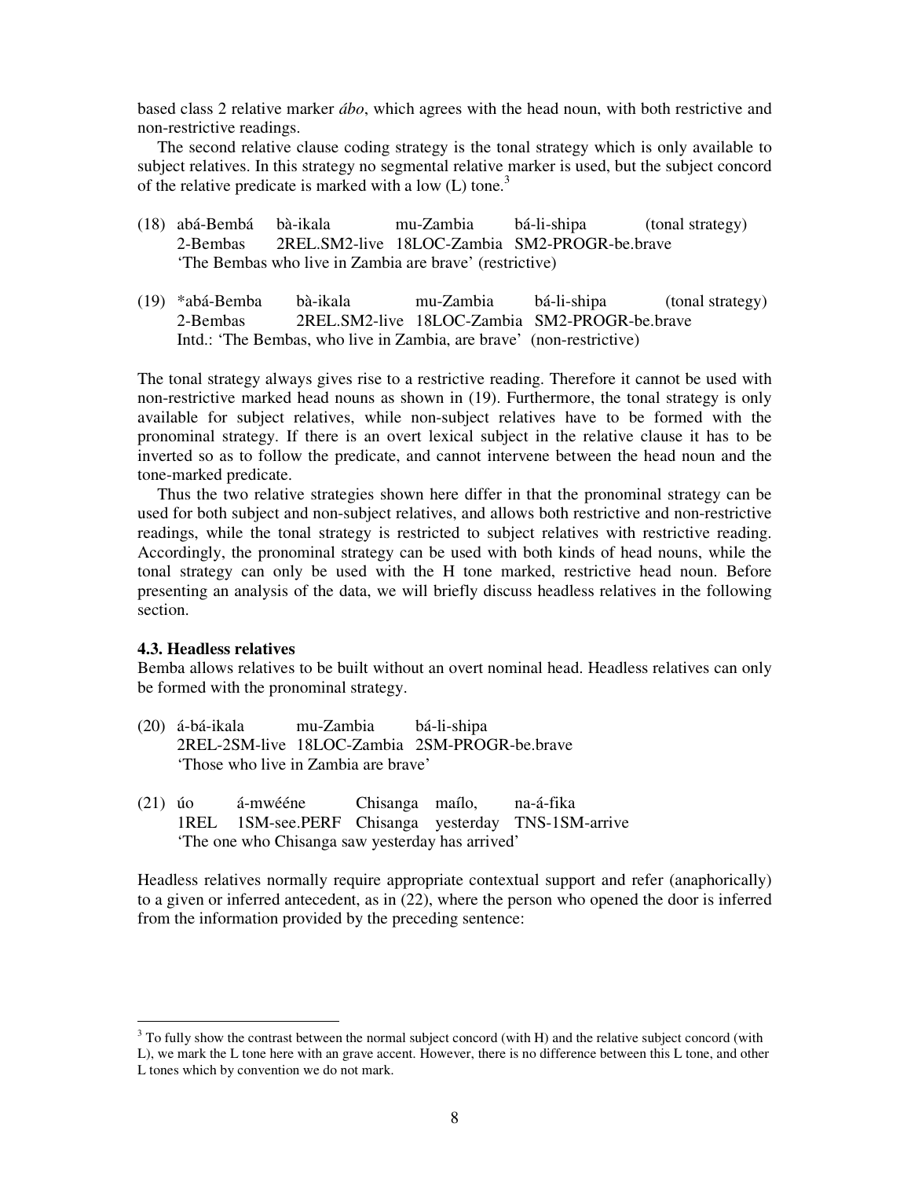based class 2 relative marker *ábo*, which agrees with the head noun, with both restrictive and non-restrictive readings.

The second relative clause coding strategy is the tonal strategy which is only available to subject relatives. In this strategy no segmental relative marker is used, but the subject concord of the relative predicate is marked with a low (L) tone.[3]

(18) abá-Bembá bà-ikala mu-Zambia bá-li-shipa (tonal strategy)
 2-Bembas 2REL.SM2-live 18LOC-Zambia SM2-PROGR-be.brave
 'The Bembas who live in Zambia are brave' (restrictive)

(19) *abá-Bemba bà-ikala mu-Zambia bá-li-shipa (tonal strategy)
 2-Bembas 2REL.SM2-live 18LOC-Zambia SM2-PROGR-be.brave
 Intd.: 'The Bembas, who live in Zambia, are brave' (non-restrictive)

The tonal strategy always gives rise to a restrictive reading. Therefore it cannot be used with non-restrictive marked head nouns as shown in (19). Furthermore, the tonal strategy is only available for subject relatives, while non-subject relatives have to be formed with the pronominal strategy. If there is an overt lexical subject in the relative clause it has to be inverted so as to follow the predicate, and cannot intervene between the head noun and the tone-marked predicate.

Thus the two relative strategies shown here differ in that the pronominal strategy can be used for both subject and non-subject relatives, and allows both restrictive and non-restrictive readings, while the tonal strategy is restricted to subject relatives with restrictive reading. Accordingly, the pronominal strategy can be used with both kinds of head nouns, while the tonal strategy can only be used with the H tone marked, restrictive head noun. Before presenting an analysis of the data, we will briefly discuss headless relatives in the following section.

### 4.3. Headless relatives

Bemba allows relatives to be built without an overt nominal head. Headless relatives can only be formed with the pronominal strategy.

(20) á-bá-ikala mu-Zambia bá-li-shipa
 2REL-2SM-live 18LOC-Zambia 2SM-PROGR-be.brave
 'Those who live in Zambia are brave'

(21) úo á-mwééne Chisanga maílo, na-á-fika
 1REL 1SM-see.PERF Chisanga yesterday TNS-1SM-arrive
 'The one who Chisanga saw yesterday has arrived'

Headless relatives normally require appropriate contextual support and refer (anaphorically) to a given or inferred antecedent, as in (22), where the person who opened the door is inferred from the information provided by the preceding sentence:

[3] To fully show the contrast between the normal subject concord (with H) and the relative subject concord (with L), we mark the L tone here with an grave accent. However, there is no difference between this L tone, and other L tones which by convention we do not mark.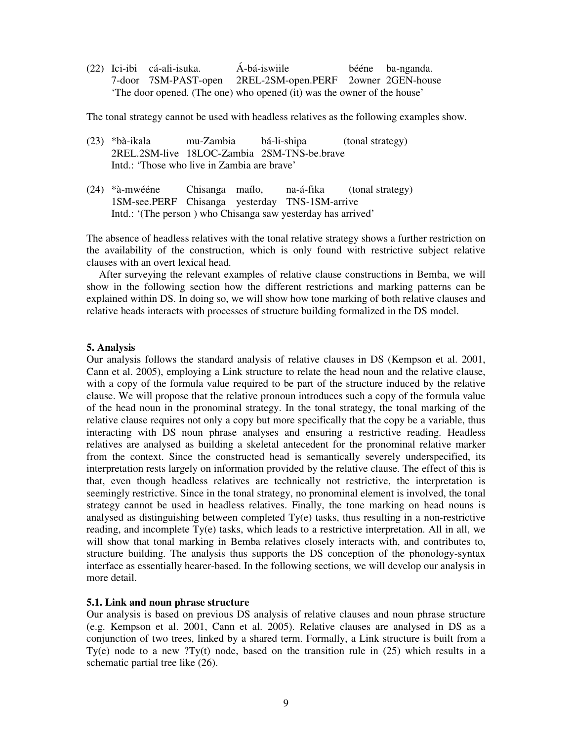(22) Ici-ibi cá-ali-isuka. Á-bá-iswiile bééne ba-nganda.
     7-door 7SM-PAST-open 2REL-2SM-open.PERF 2owner 2GEN-house
     'The door opened. (The one) who opened (it) was the owner of the house'

The tonal strategy cannot be used with headless relatives as the following examples show.

(23) *bà-ikala mu-Zambia bá-li-shipa (tonal strategy)
     2REL.2SM-live 18LOC-Zambia 2SM-TNS-be.brave
     Intd.: 'Those who live in Zambia are brave'

(24) *à-mwééne Chisanga maílo, na-á-fika (tonal strategy)
     1SM-see.PERF Chisanga yesterday TNS-1SM-arrive
     Intd.: '(The person ) who Chisanga saw yesterday has arrived'

The absence of headless relatives with the tonal relative strategy shows a further restriction on the availability of the construction, which is only found with restrictive subject relative clauses with an overt lexical head.

After surveying the relevant examples of relative clause constructions in Bemba, we will show in the following section how the different restrictions and marking patterns can be explained within DS. In doing so, we will show how tone marking of both relative clauses and relative heads interacts with processes of structure building formalized in the DS model.

## 5. Analysis

Our analysis follows the standard analysis of relative clauses in DS (Kempson et al. 2001, Cann et al. 2005), employing a Link structure to relate the head noun and the relative clause, with a copy of the formula value required to be part of the structure induced by the relative clause. We will propose that the relative pronoun introduces such a copy of the formula value of the head noun in the pronominal strategy. In the tonal strategy, the tonal marking of the relative clause requires not only a copy but more specifically that the copy be a variable, thus interacting with DS noun phrase analyses and ensuring a restrictive reading. Headless relatives are analysed as building a skeletal antecedent for the pronominal relative marker from the context. Since the constructed head is semantically severely underspecified, its interpretation rests largely on information provided by the relative clause. The effect of this is that, even though headless relatives are technically not restrictive, the interpretation is seemingly restrictive. Since in the tonal strategy, no pronominal element is involved, the tonal strategy cannot be used in headless relatives. Finally, the tone marking on head nouns is analysed as distinguishing between completed Ty(e) tasks, thus resulting in a non-restrictive reading, and incomplete Ty(e) tasks, which leads to a restrictive interpretation. All in all, we will show that tonal marking in Bemba relatives closely interacts with, and contributes to, structure building. The analysis thus supports the DS conception of the phonology-syntax interface as essentially hearer-based. In the following sections, we will develop our analysis in more detail.

### 5.1. Link and noun phrase structure

Our analysis is based on previous DS analysis of relative clauses and noun phrase structure (e.g. Kempson et al. 2001, Cann et al. 2005). Relative clauses are analysed in DS as a conjunction of two trees, linked by a shared term. Formally, a Link structure is built from a Ty(e) node to a new ?Ty(t) node, based on the transition rule in (25) which results in a schematic partial tree like (26).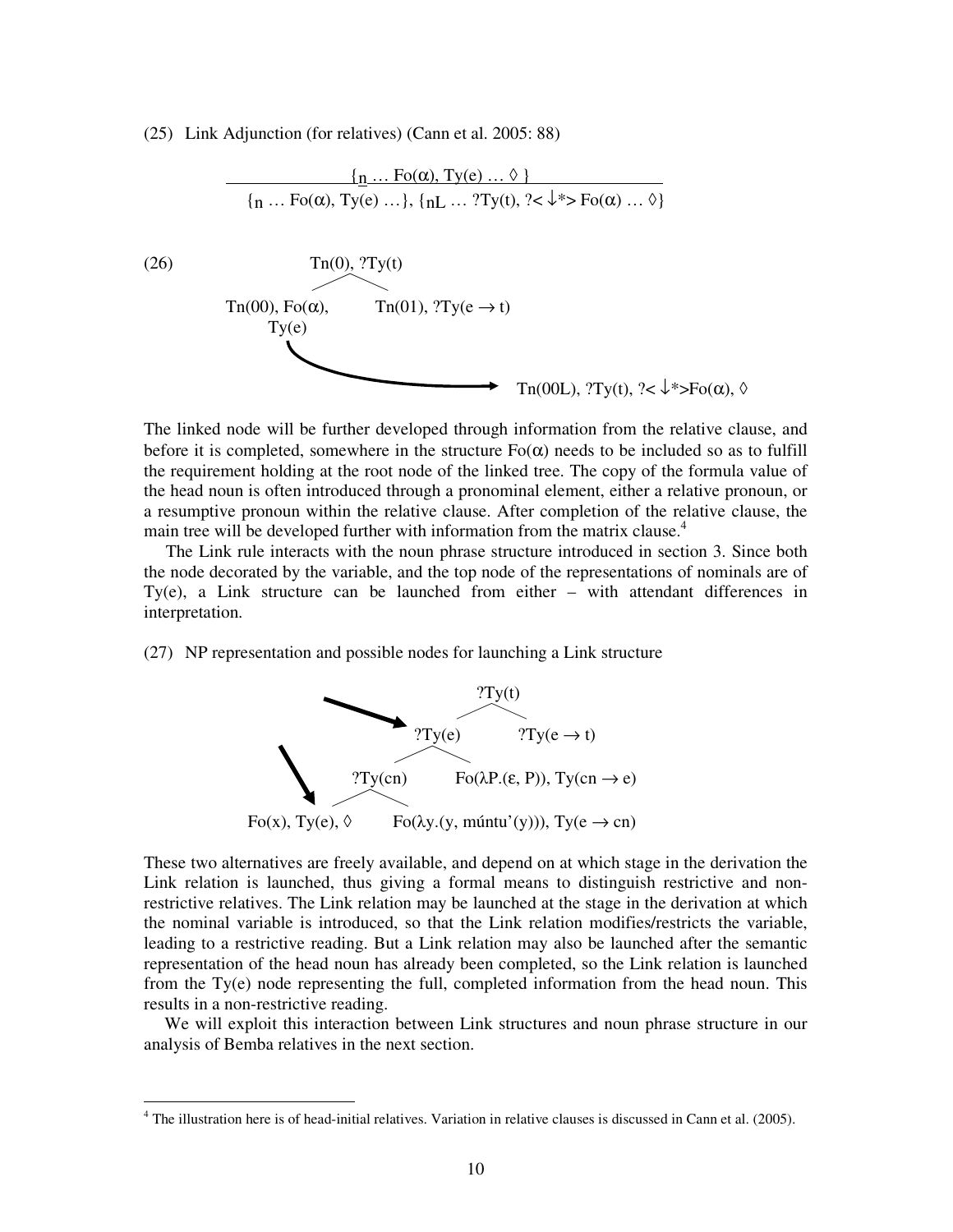(25) Link Adjunction (for relatives) (Cann et al. 2005: 88)

$$\frac{\{_{\underline{n}} \ldots \mathrm{Fo}(\alpha), \mathrm{Ty}(e) \ldots \Diamond\}}{\{_{n} \ldots \mathrm{Fo}(\alpha), \mathrm{Ty}(e) \ldots\}, \{_{nL} \ldots ?\mathrm{Ty}(t), ?\langle\downarrow^*\rangle \mathrm{Fo}(\alpha) \ldots \Diamond\}}$$

(26)

```
                 Tn(0), ?Ty(t)
                /             \
Tn(00), Fo(α),                 Tn(01), ?Ty(e → t)
    Ty(e)
      \
       `----------------------------------> Tn(00L), ?Ty(t), ?<↓*>Fo(α), ◊
```

The linked node will be further developed through information from the relative clause, and before it is completed, somewhere in the structure Fo(α) needs to be included so as to fulfill the requirement holding at the root node of the linked tree. The copy of the formula value of the head noun is often introduced through a pronominal element, either a relative pronoun, or a resumptive pronoun within the relative clause. After completion of the relative clause, the main tree will be developed further with information from the matrix clause.[4]

The Link rule interacts with the noun phrase structure introduced in section 3. Since both the node decorated by the variable, and the top node of the representations of nominals are of Ty(e), a Link structure can be launched from either – with attendant differences in interpretation.

(27) NP representation and possible nodes for launching a Link structure

```
                              ?Ty(t)
                             /      \
               ---->   ?Ty(e)        ?Ty(e → t)
                      /      \
                ?Ty(cn)       Fo(λP.(ε, P)), Ty(cn → e)
        |      /       \
        v     /         \
Fo(x), Ty(e), ◊          Fo(λy.(y, múntu'(y))), Ty(e → cn)
```

These two alternatives are freely available, and depend on at which stage in the derivation the Link relation is launched, thus giving a formal means to distinguish restrictive and non-restrictive relatives. The Link relation may be launched at the stage in the derivation at which the nominal variable is introduced, so that the Link relation modifies/restricts the variable, leading to a restrictive reading. But a Link relation may also be launched after the semantic representation of the head noun has already been completed, so the Link relation is launched from the Ty(e) node representing the full, completed information from the head noun. This results in a non-restrictive reading.

We will exploit this interaction between Link structures and noun phrase structure in our analysis of Bemba relatives in the next section.

[4] The illustration here is of head-initial relatives. Variation in relative clauses is discussed in Cann et al. (2005).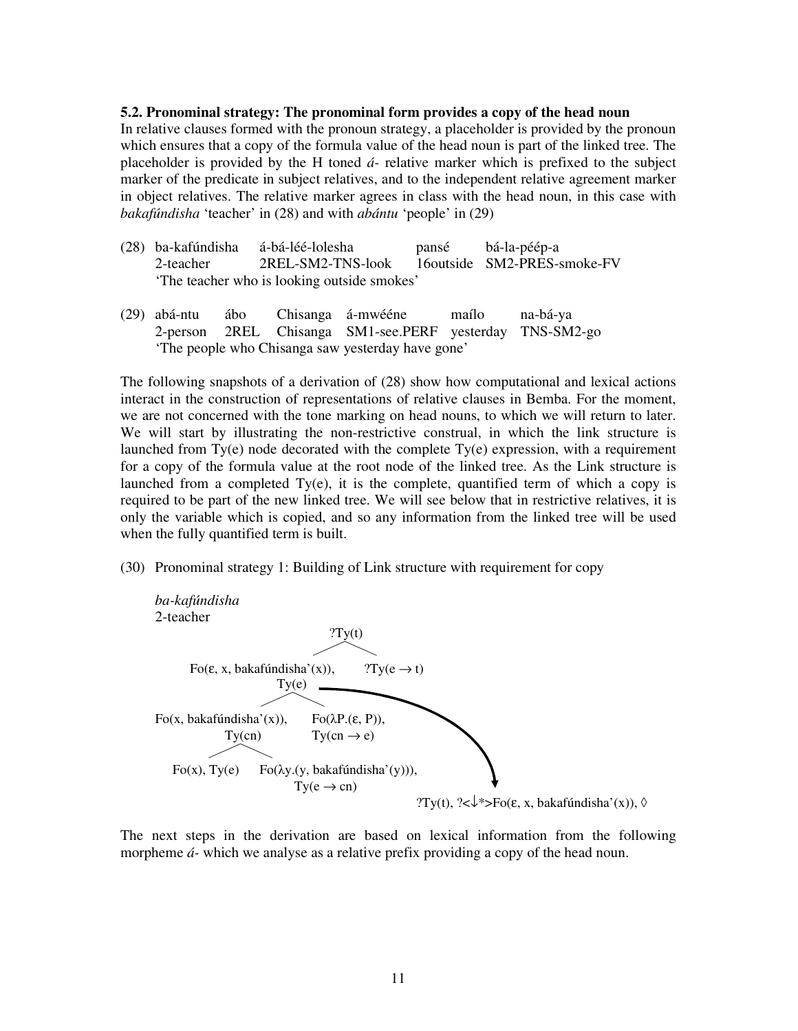**5.2. Pronominal strategy: The pronominal form provides a copy of the head noun**

In relative clauses formed with the pronoun strategy, a placeholder is provided by the pronoun which ensures that a copy of the formula value of the head noun is part of the linked tree. The placeholder is provided by the H toned *á-* relative marker which is prefixed to the subject marker of the predicate in subject relatives, and to the independent relative agreement marker in object relatives. The relative marker agrees in class with the head noun, in this case with *bakafúndisha* 'teacher' in (28) and with *abántu* 'people' in (29)

(28) ba-kafúndisha á-bá-léé-lolesha pansé bá-la-péép-a
 2-teacher 2REL-SM2-TNS-look 16outside SM2-PRES-smoke-FV
 'The teacher who is looking outside smokes'

(29) abá-ntu ábo Chisanga á-mwééne maílo na-bá-ya
 2-person 2REL Chisanga SM1-see.PERF yesterday TNS-SM2-go
 'The people who Chisanga saw yesterday have gone'

The following snapshots of a derivation of (28) show how computational and lexical actions interact in the construction of representations of relative clauses in Bemba. For the moment, we are not concerned with the tone marking on head nouns, to which we will return to later. We will start by illustrating the non-restrictive construal, in which the link structure is launched from Ty(e) node decorated with the complete Ty(e) expression, with a requirement for a copy of the formula value at the root node of the linked tree. As the Link structure is launched from a completed Ty(e), it is the complete, quantified term of which a copy is required to be part of the new linked tree. We will see below that in restrictive relatives, it is only the variable which is copied, and so any information from the linked tree will be used when the fully quantified term is built.

(30) Pronominal strategy 1: Building of Link structure with requirement for copy

*ba-kafúndisha*
2-teacher

```
                          ?Ty(t)
                   /              \
  Fo(ε, x, bakafúndisha'(x)),    ?Ty(e → t)
          Ty(e)  ─────────────────────────────┐ (LINK)
         /          \                          │
Fo(x, bakafúndisha'(x)),   Fo(λP.(ε, P)),      │
      Ty(cn)               Ty(cn → e)          │
     /      \                                  ▼
Fo(x), Ty(e)   Fo(λy.(y, bakafúndisha'(y))),   ?Ty(t), ?<↓*>Fo(ε, x, bakafúndisha'(x)), ◊
               Ty(e → cn)
```

The next steps in the derivation are based on lexical information from the following morpheme *á-* which we analyse as a relative prefix providing a copy of the head noun.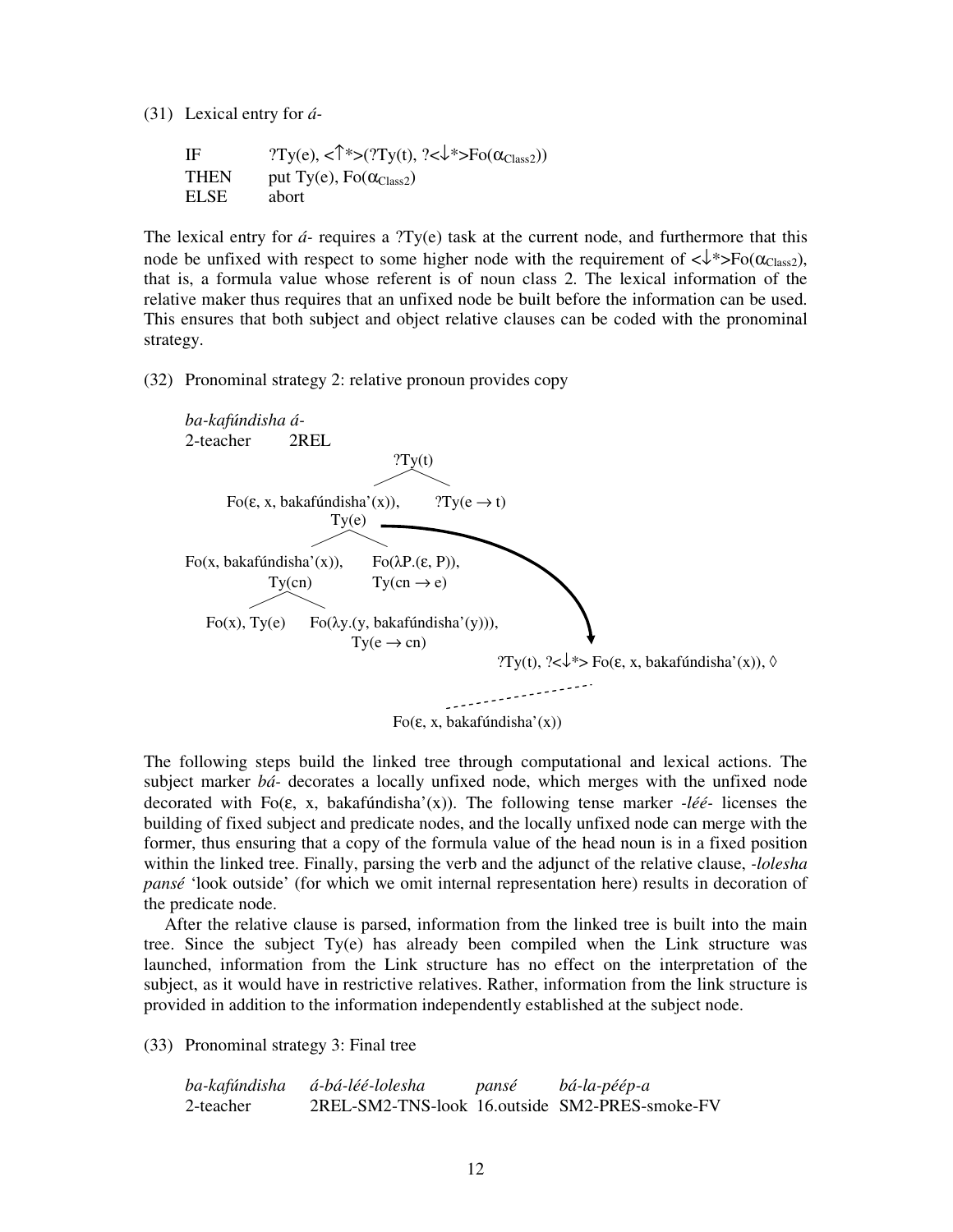(31) Lexical entry for *á-*

| | |
|---|---|
| IF | $?Ty(e), \langle\uparrow*\rangle(?Ty(t), ?\langle\downarrow*\rangle Fo(\alpha_{Class2}))$ |
| THEN | put $Ty(e), Fo(\alpha_{Class2})$ |
| ELSE | abort |

The lexical entry for *á-* requires a ?Ty(e) task at the current node, and furthermore that this node be unfixed with respect to some higher node with the requirement of $\langle\downarrow*\rangle Fo(\alpha_{Class2})$, that is, a formula value whose referent is of noun class 2. The lexical information of the relative maker thus requires that an unfixed node be built before the information can be used. This ensures that both subject and object relative clauses can be coded with the pronominal strategy.

(32) Pronominal strategy 2: relative pronoun provides copy

*ba-kafúndisha á-*
2-teacher 2REL

```
                                ?Ty(t)
                    /                          \
 Fo(ε, x, bakafúndisha'(x)),              ?Ty(e → t)
        Ty(e)  ──────────────────────────────┐
      /          \                            │
Fo(x, bakafúndisha'(x)),   Fo(λP.(ε, P)),     │
      Ty(cn)                Ty(cn → e)         │
    /       \                                  ▼
Fo(x), Ty(e)   Fo(λy.(y, bakafúndisha'(y))),
                  Ty(e → cn)
                              ?Ty(t), ?<↓*> Fo(ε, x, bakafúndisha'(x)), ◊
                                  - - - - - - - -
                       Fo(ε, x, bakafúndisha'(x))
```

The following steps build the linked tree through computational and lexical actions. The subject marker *bá-* decorates a locally unfixed node, which merges with the unfixed node decorated with Fo(ε, x, bakafúndisha'(x)). The following tense marker *-léé-* licenses the building of fixed subject and predicate nodes, and the locally unfixed node can merge with the former, thus ensuring that a copy of the formula value of the head noun is in a fixed position within the linked tree. Finally, parsing the verb and the adjunct of the relative clause, *-lolesha pansé* 'look outside' (for which we omit internal representation here) results in decoration of the predicate node.

After the relative clause is parsed, information from the linked tree is built into the main tree. Since the subject Ty(e) has already been compiled when the Link structure was launched, information from the Link structure has no effect on the interpretation of the subject, as it would have in restrictive relatives. Rather, information from the link structure is provided in addition to the information independently established at the subject node.

(33) Pronominal strategy 3: Final tree

| *ba-kafúndisha* | *á-bá-léé-lolesha* | *pansé* | *bá-la-péép-a* |
|---|---|---|---|
| 2-teacher | 2REL-SM2-TNS-look | 16.outside | SM2-PRES-smoke-FV |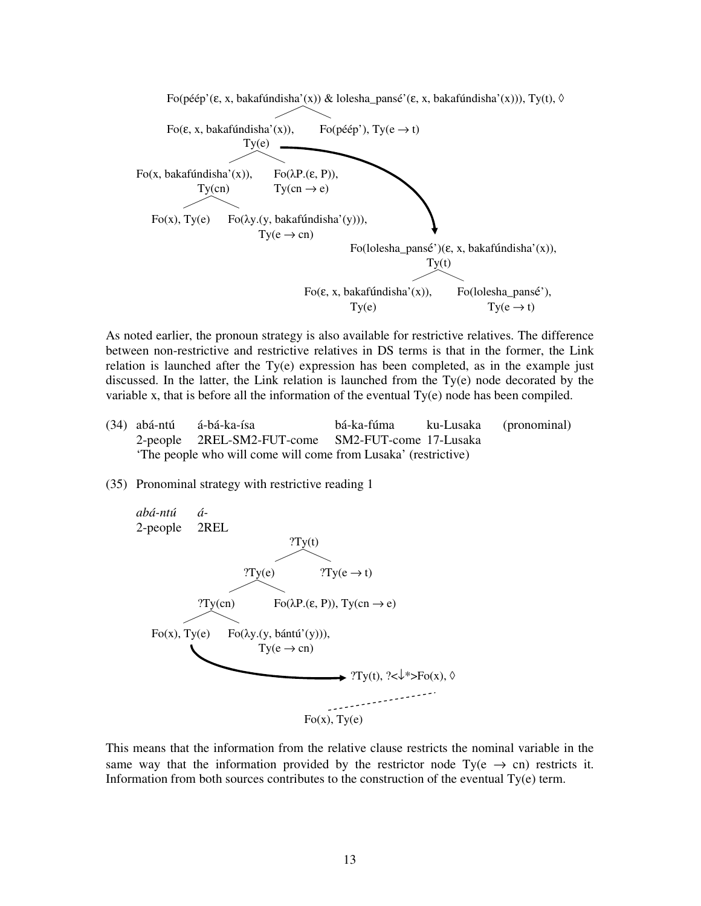```
Fo(péép'(ε, x, bakafúndisha'(x)) & lolesha_pansé'(ε, x, bakafúndisha'(x))), Ty(t), ◊

        Fo(ε, x, bakafúndisha'(x)),          Fo(péép'), Ty(e → t)
                 Ty(e)
Fo(x, bakafúndisha'(x)),     Fo(λP.(ε, P)),
         Ty(cn)              Ty(cn → e)
Fo(x), Ty(e)    Fo(λy.(y, bakafúndisha'(y))),
                       Ty(e → cn)
                                   Fo(lolesha_pansé')(ε, x, bakafúndisha'(x)),
                                                   Ty(t)
                           Fo(ε, x, bakafúndisha'(x)),        Fo(lolesha_pansé'),
                                      Ty(e)                          Ty(e → t)
```

As noted earlier, the pronoun strategy is also available for restrictive relatives. The difference between non-restrictive and restrictive relatives in DS terms is that in the former, the Link relation is launched after the Ty(e) expression has been completed, as in the example just discussed. In the latter, the Link relation is launched from the Ty(e) node decorated by the variable x, that is before all the information of the eventual Ty(e) node has been compiled.

(34) abá-ntú á-bá-ka-ísa bá-ka-fúma ku-Lusaka (pronominal)
2-people 2REL-SM2-FUT-come SM2-FUT-come 17-Lusaka
'The people who will come will come from Lusaka' (restrictive)

(35) Pronominal strategy with restrictive reading 1

*abá-ntú* *á-*
2-people 2REL

```
                         ?Ty(t)
               ?Ty(e)              ?Ty(e → t)
       ?Ty(cn)            Fo(λP.(ε, P)), Ty(cn → e)
Fo(x), Ty(e)    Fo(λy.(y, bántú'(y))),
                       Ty(e → cn)
                                    ?Ty(t), ?<↓*>Fo(x), ◊

                             Fo(x), Ty(e)
```

This means that the information from the relative clause restricts the nominal variable in the same way that the information provided by the restrictor node Ty(e → cn) restricts it. Information from both sources contributes to the construction of the eventual Ty(e) term.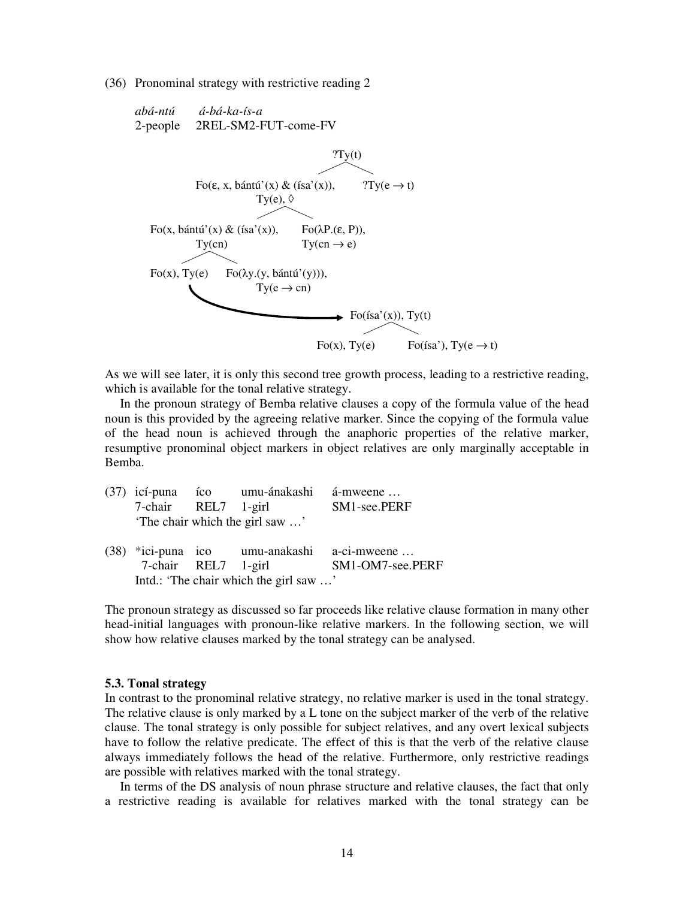(36) Pronominal strategy with restrictive reading 2

*abá-ntú* *á-bá-ka-ís-a*
2-people 2REL-SM2-FUT-come-FV

```
                                   ?Ty(t)
                          /                      \
   Fo(ε, x, bántú'(x) & (ísa'(x)),          ?Ty(e → t)
              Ty(e), ◊
           /                  \
Fo(x, bántú'(x) & (ísa'(x)),   Fo(λP.(ε, P)),
        Ty(cn)                 Ty(cn → e)
     /            \
Fo(x), Ty(e)   Fo(λy.(y, bántú'(y))),
                   Ty(e → cn)
   \
    `----------------------------->  Fo(ísa'(x)), Ty(t)
                                       /            \
                              Fo(x), Ty(e)     Fo(ísa'), Ty(e → t)
```

As we will see later, it is only this second tree growth process, leading to a restrictive reading, which is available for the tonal relative strategy.

In the pronoun strategy of Bemba relative clauses a copy of the formula value of the head noun is this provided by the agreeing relative marker. Since the copying of the formula value of the head noun is achieved through the anaphoric properties of the relative marker, resumptive pronominal object markers in object relatives are only marginally acceptable in Bemba.

(37) icí-puna íco umu-ánakashi á-mweene …
7-chair REL7 1-girl SM1-see.PERF
'The chair which the girl saw …'

(38) \*ici-puna ico umu-anakashi a-ci-mweene …
7-chair REL7 1-girl SM1-OM7-see.PERF
Intd.: 'The chair which the girl saw …'

The pronoun strategy as discussed so far proceeds like relative clause formation in many other head-initial languages with pronoun-like relative markers. In the following section, we will show how relative clauses marked by the tonal strategy can be analysed.

**5.3. Tonal strategy**

In contrast to the pronominal relative strategy, no relative marker is used in the tonal strategy. The relative clause is only marked by a L tone on the subject marker of the verb of the relative clause. The tonal strategy is only possible for subject relatives, and any overt lexical subjects have to follow the relative predicate. The effect of this is that the verb of the relative clause always immediately follows the head of the relative. Furthermore, only restrictive readings are possible with relatives marked with the tonal strategy.

In terms of the DS analysis of noun phrase structure and relative clauses, the fact that only a restrictive reading is available for relatives marked with the tonal strategy can be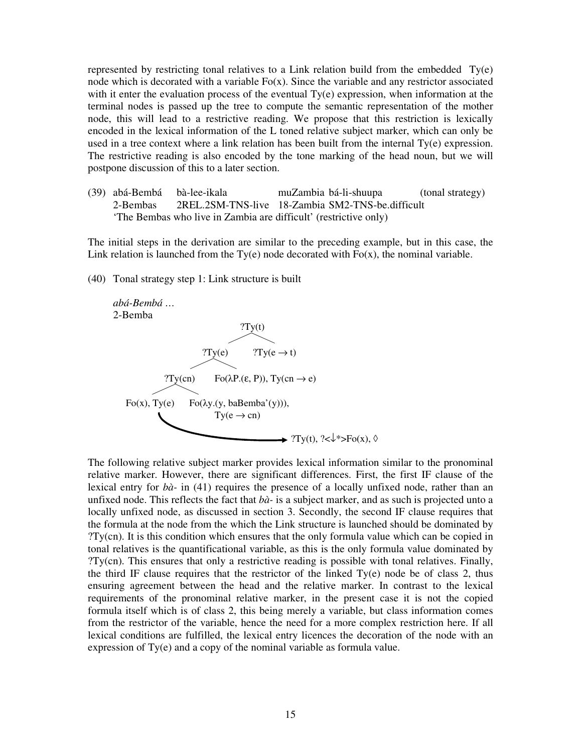represented by restricting tonal relatives to a Link relation build from the embedded Ty(e) node which is decorated with a variable Fo(x). Since the variable and any restrictor associated with it enter the evaluation process of the eventual Ty(e) expression, when information at the terminal nodes is passed up the tree to compute the semantic representation of the mother node, this will lead to a restrictive reading. We propose that this restriction is lexically encoded in the lexical information of the L toned relative subject marker, which can only be used in a tree context where a link relation has been built from the internal Ty(e) expression. The restrictive reading is also encoded by the tone marking of the head noun, but we will postpone discussion of this to a later section.

(39) abá-Bembá bà-lee-ikala muZambia bá-li-shuupa (tonal strategy)
 2-Bembas 2REL.2SM-TNS-live 18-Zambia SM2-TNS-be.difficult
 'The Bembas who live in Zambia are difficult' (restrictive only)

The initial steps in the derivation are similar to the preceding example, but in this case, the Link relation is launched from the Ty(e) node decorated with Fo(x), the nominal variable.

(40) Tonal strategy step 1: Link structure is built

*abá-Bembá …*
2-Bemba

```
                    ?Ty(t)
                  /        \
             ?Ty(e)         ?Ty(e → t)
            /       \
       ?Ty(cn)       Fo(λP.(ε, P)), Ty(cn → e)
       /      \
Fo(x), Ty(e)   Fo(λy.(y, baBemba'(y))),
               Ty(e → cn)

Fo(x), Ty(e) ──LINK──> ?Ty(t), ?<↓*>Fo(x), ◊
```

The following relative subject marker provides lexical information similar to the pronominal relative marker. However, there are significant differences. First, the first IF clause of the lexical entry for *bà-* in (41) requires the presence of a locally unfixed node, rather than an unfixed node. This reflects the fact that *bà-* is a subject marker, and as such is projected unto a locally unfixed node, as discussed in section 3. Secondly, the second IF clause requires that the formula at the node from the which the Link structure is launched should be dominated by ?Ty(cn). It is this condition which ensures that the only formula value which can be copied in tonal relatives is the quantificational variable, as this is the only formula value dominated by ?Ty(cn). This ensures that only a restrictive reading is possible with tonal relatives. Finally, the third IF clause requires that the restrictor of the linked Ty(e) node be of class 2, thus ensuring agreement between the head and the relative marker. In contrast to the lexical requirements of the pronominal relative marker, in the present case it is not the copied formula itself which is of class 2, this being merely a variable, but class information comes from the restrictor of the variable, hence the need for a more complex restriction here. If all lexical conditions are fulfilled, the lexical entry licences the decoration of the node with an expression of Ty(e) and a copy of the nominal variable as formula value.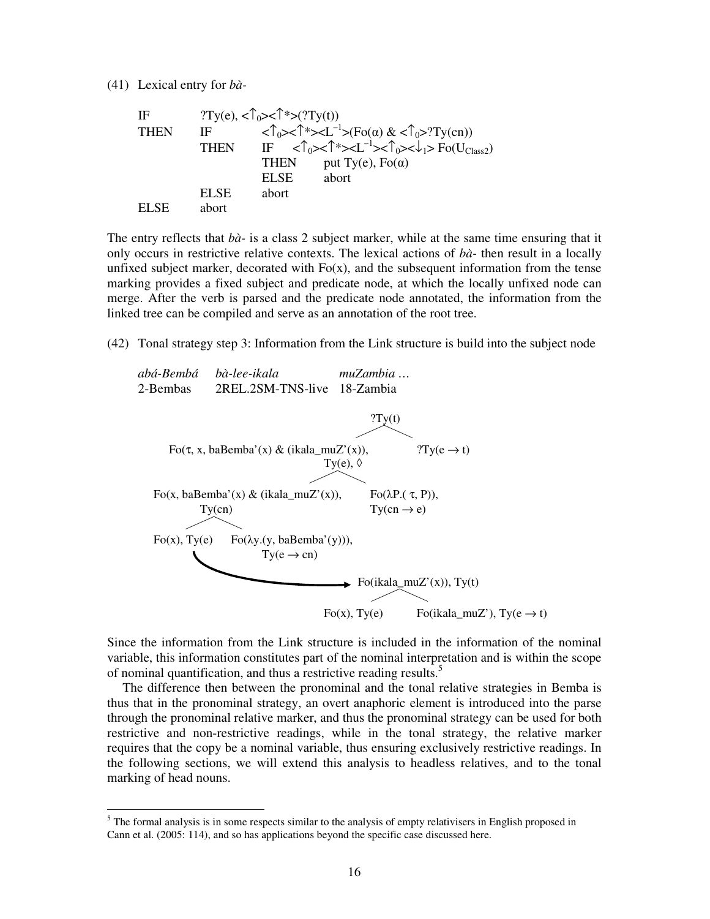(41) Lexical entry for *bà-*

```
IF      ?Ty(e), <↑0><↑*>(?Ty(t))
THEN    IF      <↑0><↑*><L⁻¹>(Fo(α) & <↑0>?Ty(cn))
        THEN    IF    <↑0><↑*><L⁻¹><↑0><↓1> Fo(U_Class2)
                THEN      put Ty(e), Fo(α)
                ELSE      abort
        ELSE    abort
ELSE    abort
```

The entry reflects that *bà-* is a class 2 subject marker, while at the same time ensuring that it only occurs in restrictive relative contexts. The lexical actions of *bà-* then result in a locally unfixed subject marker, decorated with Fo(x), and the subsequent information from the tense marking provides a fixed subject and predicate node, at which the locally unfixed node can merge. After the verb is parsed and the predicate node annotated, the information from the linked tree can be compiled and serve as an annotation of the root tree.

(42) Tonal strategy step 3: Information from the Link structure is build into the subject node

*abá-Bembá* &nbsp;&nbsp; *bà-lee-ikala* &nbsp;&nbsp; *muZambia …*
2-Bembas &nbsp;&nbsp; 2REL.2SM-TNS-live &nbsp;&nbsp; 18-Zambia

```
                                                  ?Ty(t)
                                                 /      \
  Fo(τ, x, baBemba'(x) & (ikala_muZ'(x)),            ?Ty(e → t)
                               Ty(e), ◊
                              /          \
Fo(x, baBemba'(x) & (ikala_muZ'(x)),      Fo(λP.(τ, P)),
        Ty(cn)                            Ty(cn → e)
       /      \
Fo(x), Ty(e)   Fo(λy.(y, baBemba'(y))),
                  Ty(e → cn)
   \
    `-----------------------------> Fo(ikala_muZ'(x)), Ty(t)
                                      /                \
                               Fo(x), Ty(e)     Fo(ikala_muZ'), Ty(e → t)
```

Since the information from the Link structure is included in the information of the nominal variable, this information constitutes part of the nominal interpretation and is within the scope of nominal quantification, and thus a restrictive reading results.[5]

The difference then between the pronominal and the tonal relative strategies in Bemba is thus that in the pronominal strategy, an overt anaphoric element is introduced into the parse through the pronominal relative marker, and thus the pronominal strategy can be used for both restrictive and non-restrictive readings, while in the tonal strategy, the relative marker requires that the copy be a nominal variable, thus ensuring exclusively restrictive readings. In the following sections, we will extend this analysis to headless relatives, and to the tonal marking of head nouns.

[5] The formal analysis is in some respects similar to the analysis of empty relativisers in English proposed in Cann et al. (2005: 114), and so has applications beyond the specific case discussed here.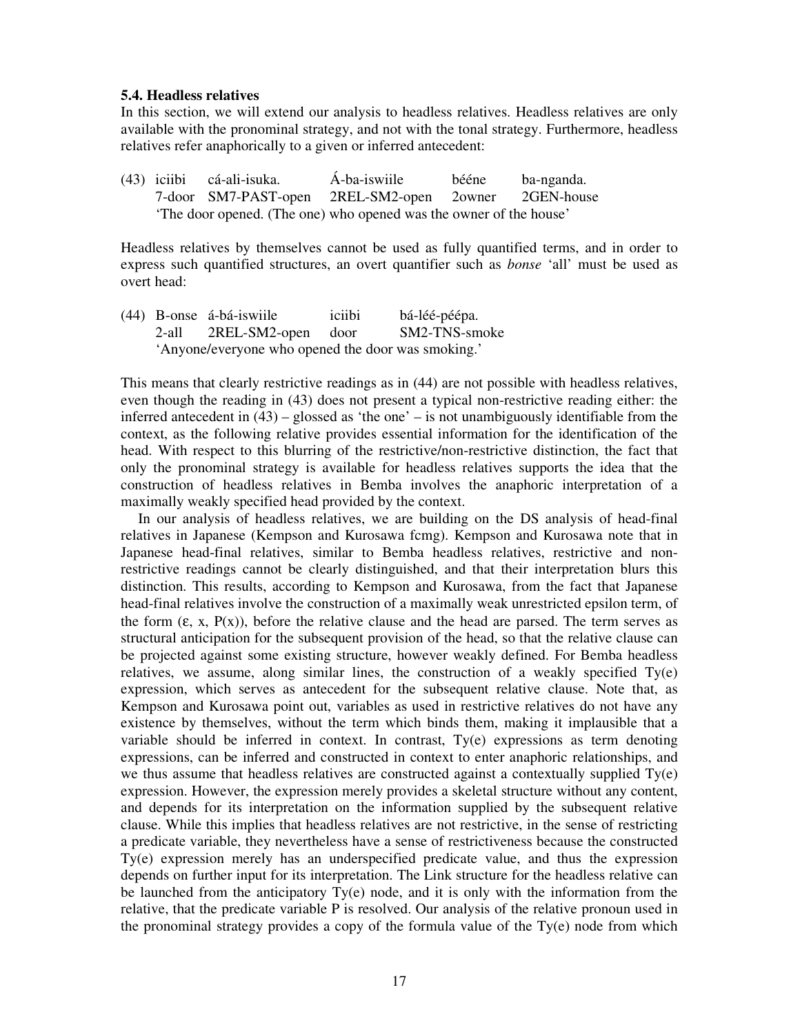### 5.4. Headless relatives

In this section, we will extend our analysis to headless relatives. Headless relatives are only available with the pronominal strategy, and not with the tonal strategy. Furthermore, headless relatives refer anaphorically to a given or inferred antecedent:

(43) iciibi cá-ali-isuka. Á-ba-iswiile bééne ba-nganda.
 7-door SM7-PAST-open 2REL-SM2-open 2owner 2GEN-house
 'The door opened. (The one) who opened was the owner of the house'

Headless relatives by themselves cannot be used as fully quantified terms, and in order to express such quantified structures, an overt quantifier such as *bonse* 'all' must be used as overt head:

(44) B-onse á-bá-iswiile iciibi bá-léé-péépa.
 2-all 2REL-SM2-open door SM2-TNS-smoke
 'Anyone/everyone who opened the door was smoking.'

This means that clearly restrictive readings as in (44) are not possible with headless relatives, even though the reading in (43) does not present a typical non-restrictive reading either: the inferred antecedent in (43) – glossed as 'the one' – is not unambiguously identifiable from the context, as the following relative provides essential information for the identification of the head. With respect to this blurring of the restrictive/non-restrictive distinction, the fact that only the pronominal strategy is available for headless relatives supports the idea that the construction of headless relatives in Bemba involves the anaphoric interpretation of a maximally weakly specified head provided by the context.

In our analysis of headless relatives, we are building on the DS analysis of head-final relatives in Japanese (Kempson and Kurosawa fcmg). Kempson and Kurosawa note that in Japanese head-final relatives, similar to Bemba headless relatives, restrictive and non-restrictive readings cannot be clearly distinguished, and that their interpretation blurs this distinction. This results, according to Kempson and Kurosawa, from the fact that Japanese head-final relatives involve the construction of a maximally weak unrestricted epsilon term, of the form $(\varepsilon, x, P(x))$, before the relative clause and the head are parsed. The term serves as structural anticipation for the subsequent provision of the head, so that the relative clause can be projected against some existing structure, however weakly defined. For Bemba headless relatives, we assume, along similar lines, the construction of a weakly specified Ty(e) expression, which serves as antecedent for the subsequent relative clause. Note that, as Kempson and Kurosawa point out, variables as used in restrictive relatives do not have any existence by themselves, without the term which binds them, making it implausible that a variable should be inferred in context. In contrast, Ty(e) expressions as term denoting expressions, can be inferred and constructed in context to enter anaphoric relationships, and we thus assume that headless relatives are constructed against a contextually supplied Ty(e) expression. However, the expression merely provides a skeletal structure without any content, and depends for its interpretation on the information supplied by the subsequent relative clause. While this implies that headless relatives are not restrictive, in the sense of restricting a predicate variable, they nevertheless have a sense of restrictiveness because the constructed Ty(e) expression merely has an underspecified predicate value, and thus the expression depends on further input for its interpretation. The Link structure for the headless relative can be launched from the anticipatory Ty(e) node, and it is only with the information from the relative, that the predicate variable P is resolved. Our analysis of the relative pronoun used in the pronominal strategy provides a copy of the formula value of the Ty(e) node from which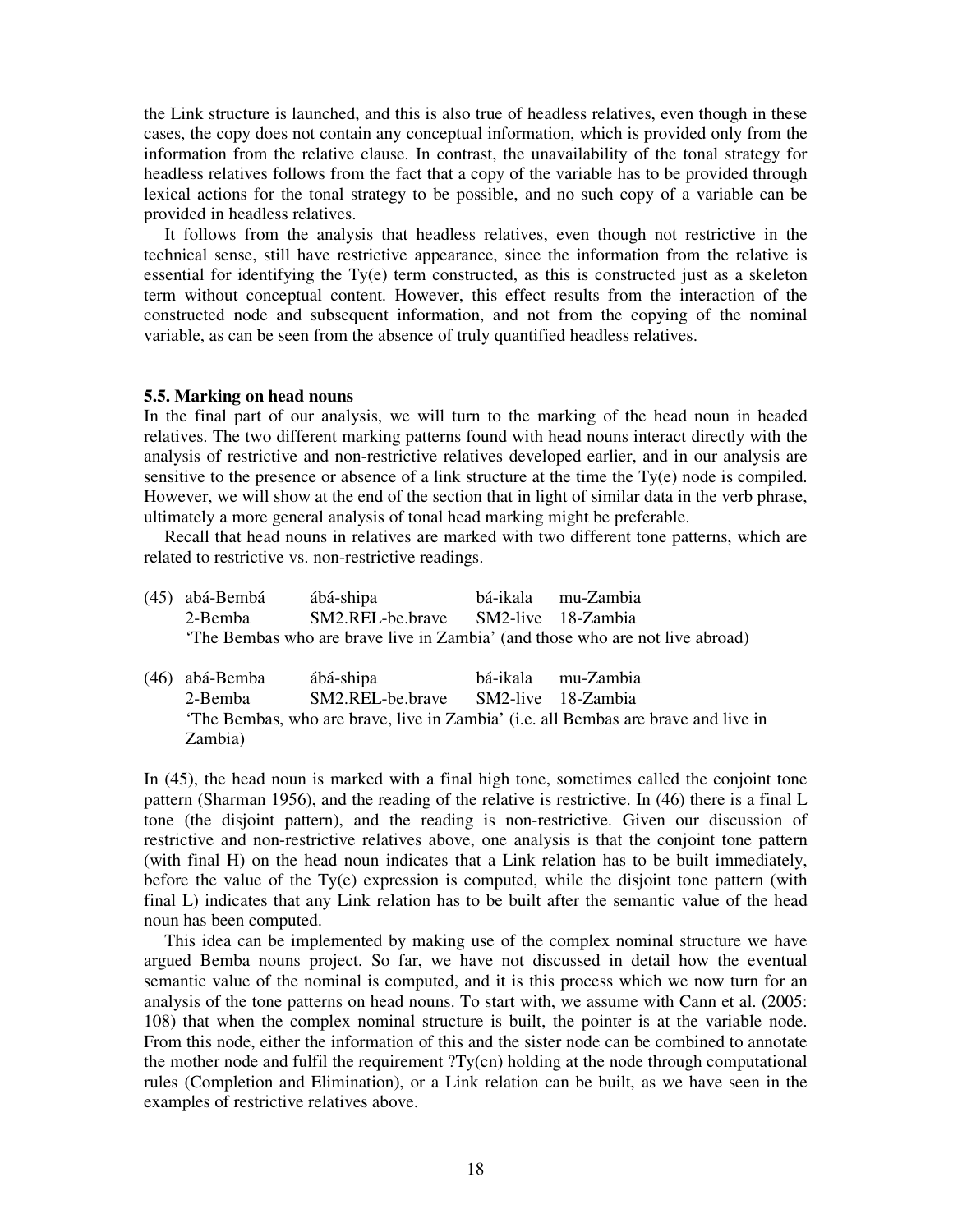the Link structure is launched, and this is also true of headless relatives, even though in these cases, the copy does not contain any conceptual information, which is provided only from the information from the relative clause. In contrast, the unavailability of the tonal strategy for headless relatives follows from the fact that a copy of the variable has to be provided through lexical actions for the tonal strategy to be possible, and no such copy of a variable can be provided in headless relatives.

It follows from the analysis that headless relatives, even though not restrictive in the technical sense, still have restrictive appearance, since the information from the relative is essential for identifying the Ty(e) term constructed, as this is constructed just as a skeleton term without conceptual content. However, this effect results from the interaction of the constructed node and subsequent information, and not from the copying of the nominal variable, as can be seen from the absence of truly quantified headless relatives.

### 5.5. Marking on head nouns

In the final part of our analysis, we will turn to the marking of the head noun in headed relatives. The two different marking patterns found with head nouns interact directly with the analysis of restrictive and non-restrictive relatives developed earlier, and in our analysis are sensitive to the presence or absence of a link structure at the time the Ty(e) node is compiled. However, we will show at the end of the section that in light of similar data in the verb phrase, ultimately a more general analysis of tonal head marking might be preferable.

Recall that head nouns in relatives are marked with two different tone patterns, which are related to restrictive vs. non-restrictive readings.

(45) abá-Bembá ábá-shipa bá-ikala mu-Zambia
 2-Bemba SM2.REL-be.brave SM2-live 18-Zambia
 'The Bembas who are brave live in Zambia' (and those who are not live abroad)

(46) abá-Bemba ábá-shipa bá-ikala mu-Zambia
 2-Bemba SM2.REL-be.brave SM2-live 18-Zambia
 'The Bembas, who are brave, live in Zambia' (i.e. all Bembas are brave and live in Zambia)

In (45), the head noun is marked with a final high tone, sometimes called the conjoint tone pattern (Sharman 1956), and the reading of the relative is restrictive. In (46) there is a final L tone (the disjoint pattern), and the reading is non-restrictive. Given our discussion of restrictive and non-restrictive relatives above, one analysis is that the conjoint tone pattern (with final H) on the head noun indicates that a Link relation has to be built immediately, before the value of the Ty(e) expression is computed, while the disjoint tone pattern (with final L) indicates that any Link relation has to be built after the semantic value of the head noun has been computed.

This idea can be implemented by making use of the complex nominal structure we have argued Bemba nouns project. So far, we have not discussed in detail how the eventual semantic value of the nominal is computed, and it is this process which we now turn for an analysis of the tone patterns on head nouns. To start with, we assume with Cann et al. (2005: 108) that when the complex nominal structure is built, the pointer is at the variable node. From this node, either the information of this and the sister node can be combined to annotate the mother node and fulfil the requirement ?Ty(cn) holding at the node through computational rules (Completion and Elimination), or a Link relation can be built, as we have seen in the examples of restrictive relatives above.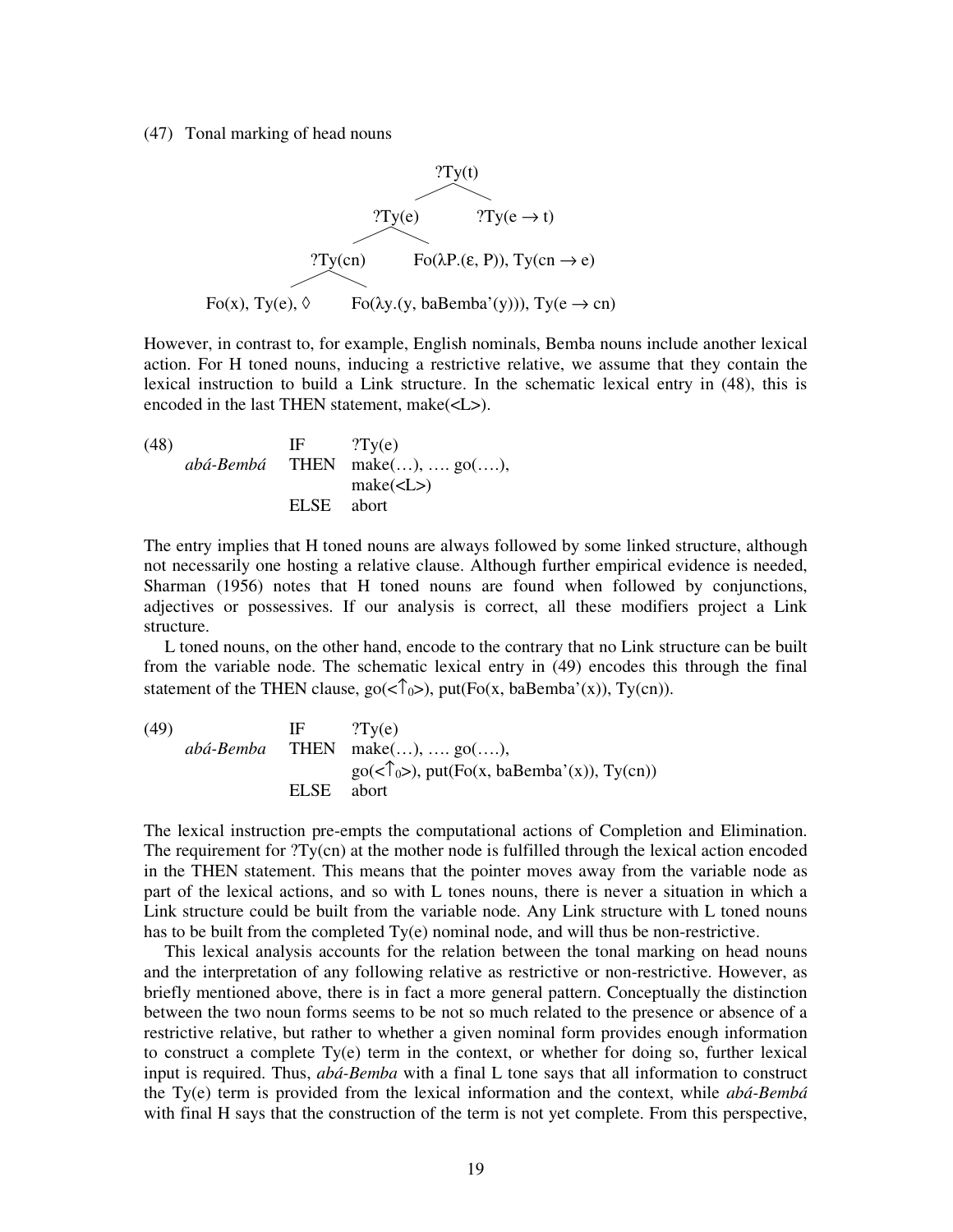(47) Tonal marking of head nouns

```
                              ?Ty(t)
                           /          \
                     ?Ty(e)            ?Ty(e → t)
                    /       \
             ?Ty(cn)         Fo(λP.(ε, P)), Ty(cn → e)
            /        \
Fo(x), Ty(e), ◊      Fo(λy.(y, baBemba'(y))), Ty(e → cn)
```

However, in contrast to, for example, English nominals, Bemba nouns include another lexical action. For H toned nouns, inducing a restrictive relative, we assume that they contain the lexical instruction to build a Link structure. In the schematic lexical entry in (48), this is encoded in the last THEN statement, make(<L>).

(48)

| | | |
|---|---|---|
| | IF | ?Ty(e) |
| *abá-Bembá* | THEN | make(…), …. go(….), make(<L>) |
| | ELSE | abort |

The entry implies that H toned nouns are always followed by some linked structure, although not necessarily one hosting a relative clause. Although further empirical evidence is needed, Sharman (1956) notes that H toned nouns are found when followed by conjunctions, adjectives or possessives. If our analysis is correct, all these modifiers project a Link structure.

L toned nouns, on the other hand, encode to the contrary that no Link structure can be built from the variable node. The schematic lexical entry in (49) encodes this through the final statement of the THEN clause, go(<$\uparrow_0$>), put(Fo(x, baBemba'(x)), Ty(cn)).

(49)

| | | |
|---|---|---|
| | IF | ?Ty(e) |
| *abá-Bemba* | THEN | make(…), …. go(….), go(<$\uparrow_0$>), put(Fo(x, baBemba'(x)), Ty(cn)) |
| | ELSE | abort |

The lexical instruction pre-empts the computational actions of Completion and Elimination. The requirement for ?Ty(cn) at the mother node is fulfilled through the lexical action encoded in the THEN statement. This means that the pointer moves away from the variable node as part of the lexical actions, and so with L tones nouns, there is never a situation in which a Link structure could be built from the variable node. Any Link structure with L toned nouns has to be built from the completed Ty(e) nominal node, and will thus be non-restrictive.

This lexical analysis accounts for the relation between the tonal marking on head nouns and the interpretation of any following relative as restrictive or non-restrictive. However, as briefly mentioned above, there is in fact a more general pattern. Conceptually the distinction between the two noun forms seems to be not so much related to the presence or absence of a restrictive relative, but rather to whether a given nominal form provides enough information to construct a complete Ty(e) term in the context, or whether for doing so, further lexical input is required. Thus, *abá-Bemba* with a final L tone says that all information to construct the Ty(e) term is provided from the lexical information and the context, while *abá-Bembá* with final H says that the construction of the term is not yet complete. From this perspective,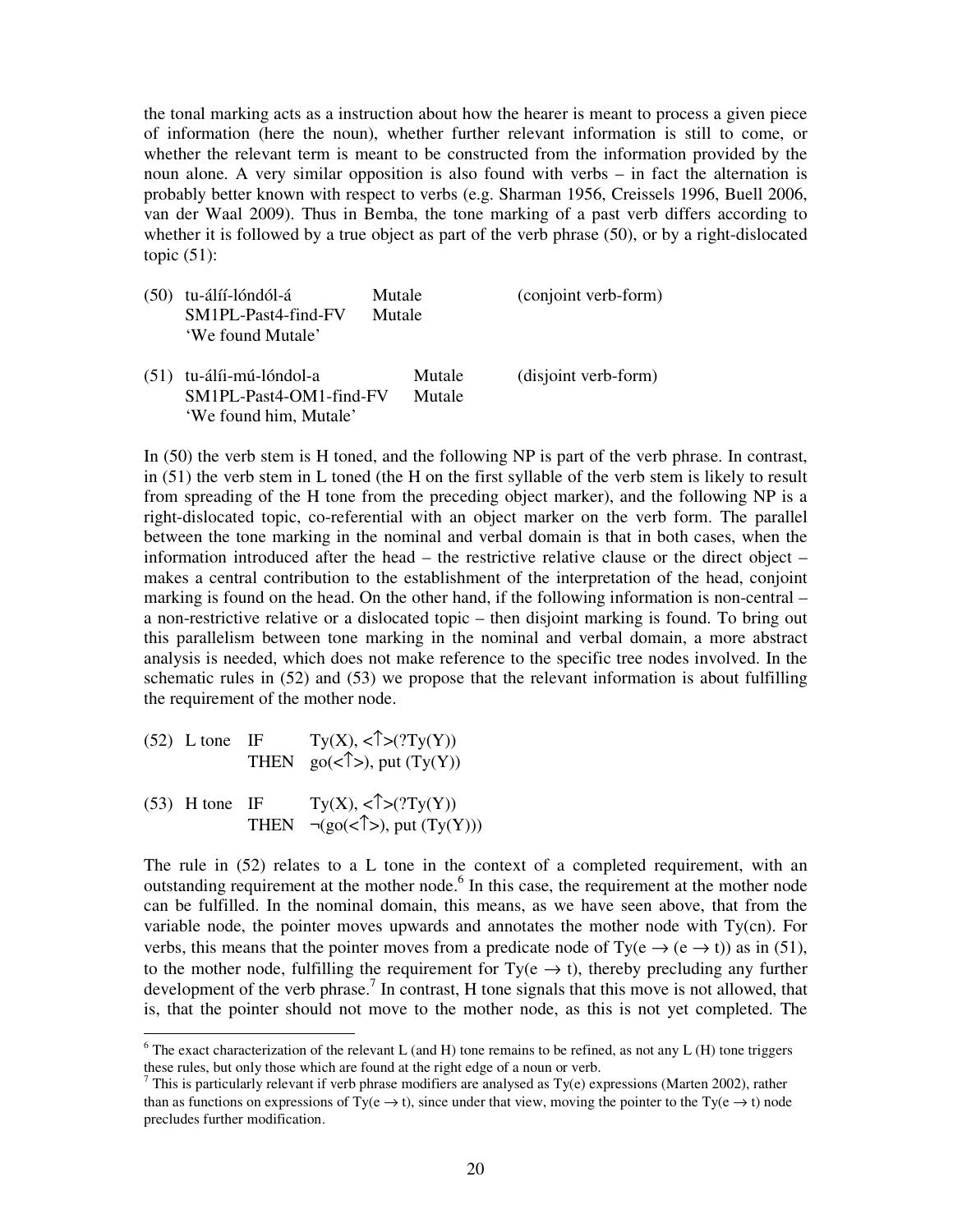the tonal marking acts as a instruction about how the hearer is meant to process a given piece of information (here the noun), whether further relevant information is still to come, or whether the relevant term is meant to be constructed from the information provided by the noun alone. A very similar opposition is also found with verbs – in fact the alternation is probably better known with respect to verbs (e.g. Sharman 1956, Creissels 1996, Buell 2006, van der Waal 2009). Thus in Bemba, the tone marking of a past verb differs according to whether it is followed by a true object as part of the verb phrase (50), or by a right-dislocated topic (51):

(50) tu-álíí-lóndól-á &nbsp;&nbsp;&nbsp;&nbsp; Mutale &nbsp;&nbsp;&nbsp;&nbsp; (conjoint verb-form)
&nbsp;&nbsp;&nbsp;&nbsp;&nbsp;&nbsp; SM1PL-Past4-find-FV &nbsp;&nbsp; Mutale
&nbsp;&nbsp;&nbsp;&nbsp;&nbsp;&nbsp; 'We found Mutale'

(51) tu-álíi-mú-lóndol-a &nbsp;&nbsp;&nbsp;&nbsp; Mutale &nbsp;&nbsp;&nbsp;&nbsp; (disjoint verb-form)
&nbsp;&nbsp;&nbsp;&nbsp;&nbsp;&nbsp; SM1PL-Past4-OM1-find-FV &nbsp;&nbsp; Mutale
&nbsp;&nbsp;&nbsp;&nbsp;&nbsp;&nbsp; 'We found him, Mutale'

In (50) the verb stem is H toned, and the following NP is part of the verb phrase. In contrast, in (51) the verb stem in L toned (the H on the first syllable of the verb stem is likely to result from spreading of the H tone from the preceding object marker), and the following NP is a right-dislocated topic, co-referential with an object marker on the verb form. The parallel between the tone marking in the nominal and verbal domain is that in both cases, when the information introduced after the head – the restrictive relative clause or the direct object – makes a central contribution to the establishment of the interpretation of the head, conjoint marking is found on the head. On the other hand, if the following information is non-central – a non-restrictive relative or a dislocated topic – then disjoint marking is found. To bring out this parallelism between tone marking in the nominal and verbal domain, a more abstract analysis is needed, which does not make reference to the specific tree nodes involved. In the schematic rules in (52) and (53) we propose that the relevant information is about fulfilling the requirement of the mother node.

(52) L tone &nbsp; IF &nbsp;&nbsp;&nbsp;&nbsp;&nbsp; $Ty(X), \langle\uparrow\rangle(?Ty(Y))$
&nbsp;&nbsp;&nbsp;&nbsp;&nbsp;&nbsp;&nbsp;&nbsp;&nbsp;&nbsp;&nbsp;&nbsp;&nbsp;&nbsp;&nbsp;&nbsp;&nbsp; THEN &nbsp; $go(\langle\uparrow\rangle), put(Ty(Y))$

(53) H tone &nbsp; IF &nbsp;&nbsp;&nbsp;&nbsp;&nbsp; $Ty(X), \langle\uparrow\rangle(?Ty(Y))$
&nbsp;&nbsp;&nbsp;&nbsp;&nbsp;&nbsp;&nbsp;&nbsp;&nbsp;&nbsp;&nbsp;&nbsp;&nbsp;&nbsp;&nbsp;&nbsp;&nbsp; THEN &nbsp; $\neg(go(\langle\uparrow\rangle), put(Ty(Y)))$

The rule in (52) relates to a L tone in the context of a completed requirement, with an outstanding requirement at the mother node.[6] In this case, the requirement at the mother node can be fulfilled. In the nominal domain, this means, as we have seen above, that from the variable node, the pointer moves upwards and annotates the mother node with Ty(cn). For verbs, this means that the pointer moves from a predicate node of $Ty(e \rightarrow (e \rightarrow t))$ as in (51), to the mother node, fulfilling the requirement for $Ty(e \rightarrow t)$, thereby precluding any further development of the verb phrase.[7] In contrast, H tone signals that this move is not allowed, that is, that the pointer should not move to the mother node, as this is not yet completed. The

---

[6] The exact characterization of the relevant L (and H) tone remains to be refined, as not any L (H) tone triggers these rules, but only those which are found at the right edge of a noun or verb.

[7] This is particularly relevant if verb phrase modifiers are analysed as Ty(e) expressions (Marten 2002), rather than as functions on expressions of $Ty(e \rightarrow t)$, since under that view, moving the pointer to the $Ty(e \rightarrow t)$ node precludes further modification.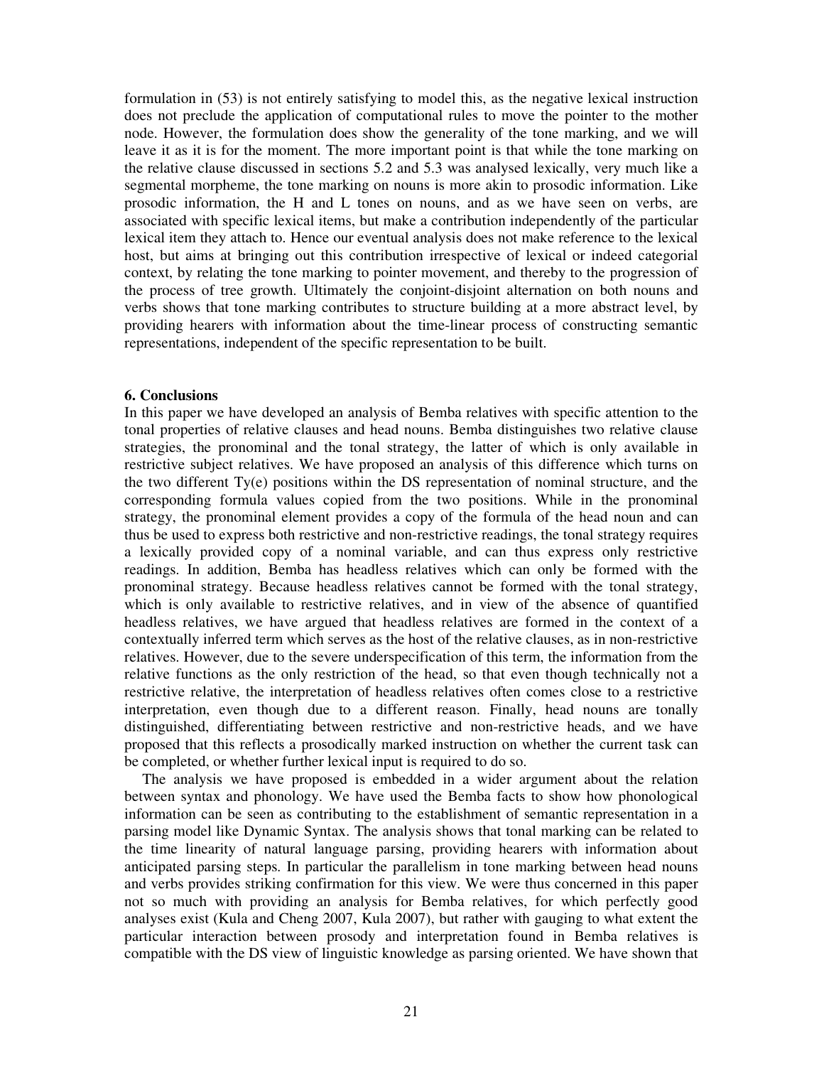formulation in (53) is not entirely satisfying to model this, as the negative lexical instruction does not preclude the application of computational rules to move the pointer to the mother node. However, the formulation does show the generality of the tone marking, and we will leave it as it is for the moment. The more important point is that while the tone marking on the relative clause discussed in sections 5.2 and 5.3 was analysed lexically, very much like a segmental morpheme, the tone marking on nouns is more akin to prosodic information. Like prosodic information, the H and L tones on nouns, and as we have seen on verbs, are associated with specific lexical items, but make a contribution independently of the particular lexical item they attach to. Hence our eventual analysis does not make reference to the lexical host, but aims at bringing out this contribution irrespective of lexical or indeed categorial context, by relating the tone marking to pointer movement, and thereby to the progression of the process of tree growth. Ultimately the conjoint-disjoint alternation on both nouns and verbs shows that tone marking contributes to structure building at a more abstract level, by providing hearers with information about the time-linear process of constructing semantic representations, independent of the specific representation to be built.

## 6. Conclusions

In this paper we have developed an analysis of Bemba relatives with specific attention to the tonal properties of relative clauses and head nouns. Bemba distinguishes two relative clause strategies, the pronominal and the tonal strategy, the latter of which is only available in restrictive subject relatives. We have proposed an analysis of this difference which turns on the two different Ty(e) positions within the DS representation of nominal structure, and the corresponding formula values copied from the two positions. While in the pronominal strategy, the pronominal element provides a copy of the formula of the head noun and can thus be used to express both restrictive and non-restrictive readings, the tonal strategy requires a lexically provided copy of a nominal variable, and can thus express only restrictive readings. In addition, Bemba has headless relatives which can only be formed with the pronominal strategy. Because headless relatives cannot be formed with the tonal strategy, which is only available to restrictive relatives, and in view of the absence of quantified headless relatives, we have argued that headless relatives are formed in the context of a contextually inferred term which serves as the host of the relative clauses, as in non-restrictive relatives. However, due to the severe underspecification of this term, the information from the relative functions as the only restriction of the head, so that even though technically not a restrictive relative, the interpretation of headless relatives often comes close to a restrictive interpretation, even though due to a different reason. Finally, head nouns are tonally distinguished, differentiating between restrictive and non-restrictive heads, and we have proposed that this reflects a prosodically marked instruction on whether the current task can be completed, or whether further lexical input is required to do so.

The analysis we have proposed is embedded in a wider argument about the relation between syntax and phonology. We have used the Bemba facts to show how phonological information can be seen as contributing to the establishment of semantic representation in a parsing model like Dynamic Syntax. The analysis shows that tonal marking can be related to the time linearity of natural language parsing, providing hearers with information about anticipated parsing steps. In particular the parallelism in tone marking between head nouns and verbs provides striking confirmation for this view. We were thus concerned in this paper not so much with providing an analysis for Bemba relatives, for which perfectly good analyses exist (Kula and Cheng 2007, Kula 2007), but rather with gauging to what extent the particular interaction between prosody and interpretation found in Bemba relatives is compatible with the DS view of linguistic knowledge as parsing oriented. We have shown that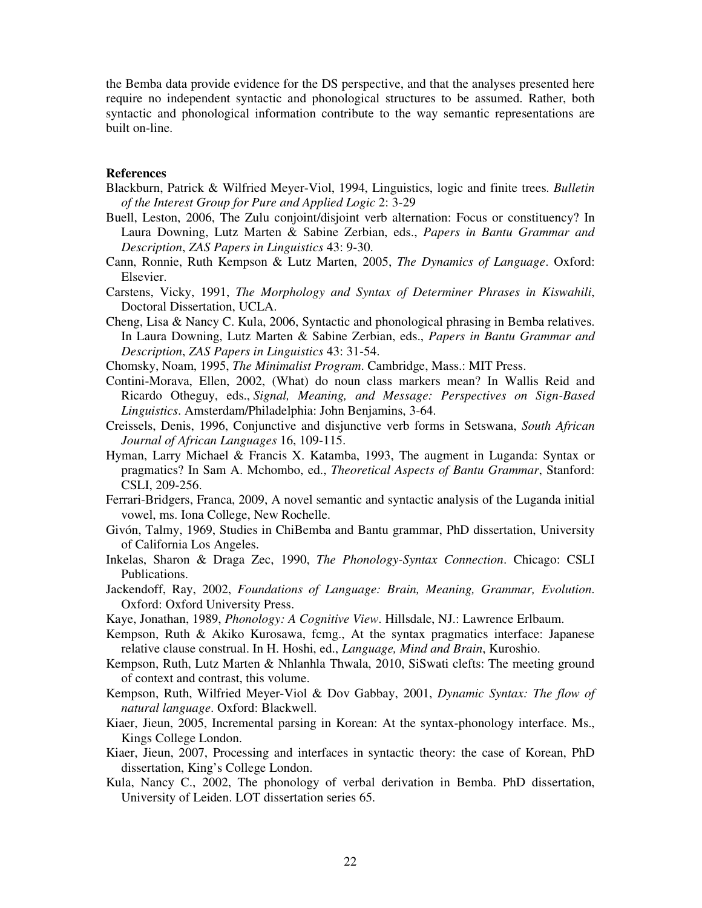the Bemba data provide evidence for the DS perspective, and that the analyses presented here require no independent syntactic and phonological structures to be assumed. Rather, both syntactic and phonological information contribute to the way semantic representations are built on-line.

**References**

Blackburn, Patrick & Wilfried Meyer-Viol, 1994, Linguistics, logic and finite trees. *Bulletin of the Interest Group for Pure and Applied Logic* 2: 3-29

Buell, Leston, 2006, The Zulu conjoint/disjoint verb alternation: Focus or constituency? In Laura Downing, Lutz Marten & Sabine Zerbian, eds., *Papers in Bantu Grammar and Description*, *ZAS Papers in Linguistics* 43: 9-30.

Cann, Ronnie, Ruth Kempson & Lutz Marten, 2005, *The Dynamics of Language*. Oxford: Elsevier.

Carstens, Vicky, 1991, *The Morphology and Syntax of Determiner Phrases in Kiswahili*, Doctoral Dissertation, UCLA.

Cheng, Lisa & Nancy C. Kula, 2006, Syntactic and phonological phrasing in Bemba relatives. In Laura Downing, Lutz Marten & Sabine Zerbian, eds., *Papers in Bantu Grammar and Description*, *ZAS Papers in Linguistics* 43: 31-54.

Chomsky, Noam, 1995, *The Minimalist Program*. Cambridge, Mass.: MIT Press.

Contini-Morava, Ellen, 2002, (What) do noun class markers mean? In Wallis Reid and Ricardo Otheguy, eds., *Signal, Meaning, and Message: Perspectives on Sign-Based Linguistics*. Amsterdam/Philadelphia: John Benjamins, 3-64.

Creissels, Denis, 1996, Conjunctive and disjunctive verb forms in Setswana, *South African Journal of African Languages* 16, 109-115.

Hyman, Larry Michael & Francis X. Katamba, 1993, The augment in Luganda: Syntax or pragmatics? In Sam A. Mchombo, ed., *Theoretical Aspects of Bantu Grammar*, Stanford: CSLI, 209-256.

Ferrari-Bridgers, Franca, 2009, A novel semantic and syntactic analysis of the Luganda initial vowel, ms. Iona College, New Rochelle.

Givón, Talmy, 1969, Studies in ChiBemba and Bantu grammar, PhD dissertation, University of California Los Angeles.

Inkelas, Sharon & Draga Zec, 1990, *The Phonology-Syntax Connection*. Chicago: CSLI Publications.

Jackendoff, Ray, 2002, *Foundations of Language: Brain, Meaning, Grammar, Evolution*. Oxford: Oxford University Press.

Kaye, Jonathan, 1989, *Phonology: A Cognitive View*. Hillsdale, NJ.: Lawrence Erlbaum.

Kempson, Ruth & Akiko Kurosawa, fcmg., At the syntax pragmatics interface: Japanese relative clause construal. In H. Hoshi, ed., *Language, Mind and Brain*, Kuroshio.

Kempson, Ruth, Lutz Marten & Nhlanhla Thwala, 2010, SiSwati clefts: The meeting ground of context and contrast, this volume.

Kempson, Ruth, Wilfried Meyer-Viol & Dov Gabbay, 2001, *Dynamic Syntax: The flow of natural language*. Oxford: Blackwell.

Kiaer, Jieun, 2005, Incremental parsing in Korean: At the syntax-phonology interface. Ms., Kings College London.

Kiaer, Jieun, 2007, Processing and interfaces in syntactic theory: the case of Korean, PhD dissertation, King's College London.

Kula, Nancy C., 2002, The phonology of verbal derivation in Bemba. PhD dissertation, University of Leiden. LOT dissertation series 65.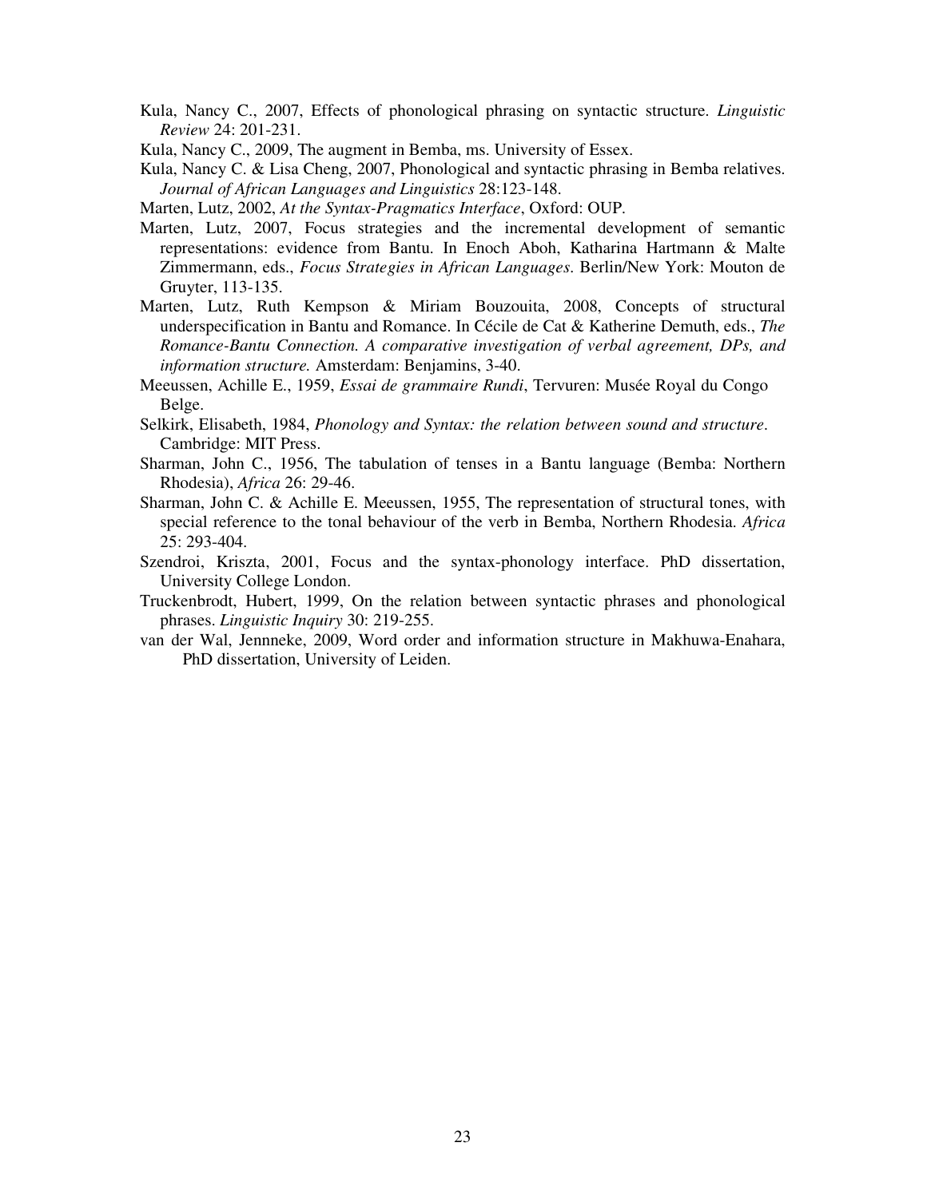Kula, Nancy C., 2007, Effects of phonological phrasing on syntactic structure. *Linguistic Review* 24: 201-231.

Kula, Nancy C., 2009, The augment in Bemba, ms. University of Essex.

Kula, Nancy C. & Lisa Cheng, 2007, Phonological and syntactic phrasing in Bemba relatives. *Journal of African Languages and Linguistics* 28:123-148.

Marten, Lutz, 2002, *At the Syntax-Pragmatics Interface*, Oxford: OUP.

Marten, Lutz, 2007, Focus strategies and the incremental development of semantic representations: evidence from Bantu. In Enoch Aboh, Katharina Hartmann & Malte Zimmermann, eds., *Focus Strategies in African Languages*. Berlin/New York: Mouton de Gruyter, 113-135.

Marten, Lutz, Ruth Kempson & Miriam Bouzouita, 2008, Concepts of structural underspecification in Bantu and Romance. In Cécile de Cat & Katherine Demuth, eds., *The Romance-Bantu Connection. A comparative investigation of verbal agreement, DPs, and information structure.* Amsterdam: Benjamins, 3-40.

Meeussen, Achille E., 1959, *Essai de grammaire Rundi*, Tervuren: Musée Royal du Congo Belge.

Selkirk, Elisabeth, 1984, *Phonology and Syntax: the relation between sound and structure*. Cambridge: MIT Press.

Sharman, John C., 1956, The tabulation of tenses in a Bantu language (Bemba: Northern Rhodesia), *Africa* 26: 29-46.

Sharman, John C. & Achille E. Meeussen, 1955, The representation of structural tones, with special reference to the tonal behaviour of the verb in Bemba, Northern Rhodesia. *Africa* 25: 293-404.

Szendroi, Kriszta, 2001, Focus and the syntax-phonology interface. PhD dissertation, University College London.

Truckenbrodt, Hubert, 1999, On the relation between syntactic phrases and phonological phrases. *Linguistic Inquiry* 30: 219-255.

van der Wal, Jennneke, 2009, Word order and information structure in Makhuwa-Enahara, PhD dissertation, University of Leiden.